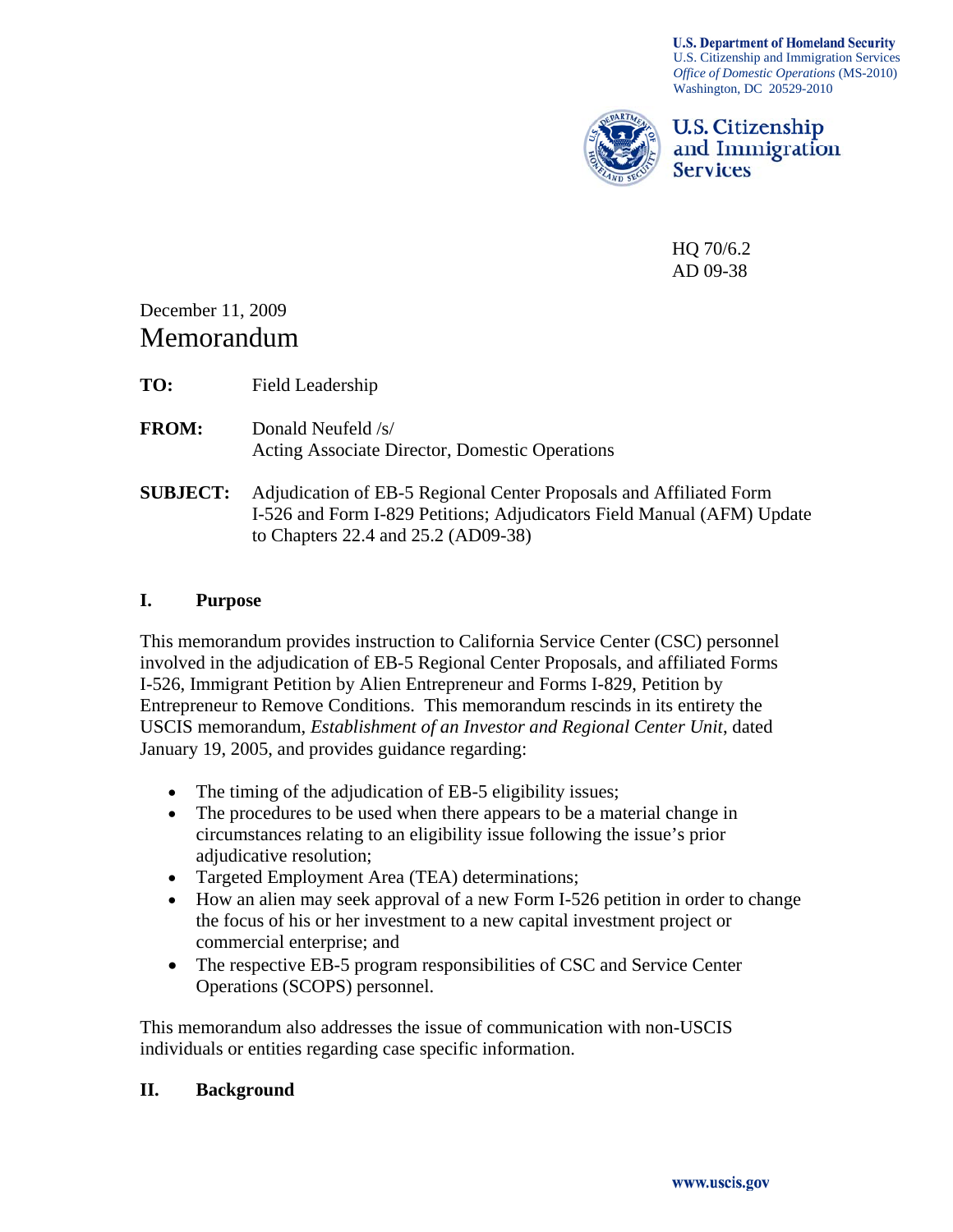**U.S. Department of Homeland Security**
U.S. Citizenship and Immigration Services
*Office of Domestic Operations* (MS-2010)
Washington, DC 20529-2010

**U.S. Citizenship and Immigration Services**

HQ 70/6.2
AD 09-38

December 11, 2009

# Memorandum

**TO:** Field Leadership

**FROM:** Donald Neufeld /s/
Acting Associate Director, Domestic Operations

**SUBJECT:** Adjudication of EB-5 Regional Center Proposals and Affiliated Form I-526 and Form I-829 Petitions; Adjudicators Field Manual (AFM) Update to Chapters 22.4 and 25.2 (AD09-38)

## I. Purpose

This memorandum provides instruction to California Service Center (CSC) personnel involved in the adjudication of EB-5 Regional Center Proposals, and affiliated Forms I-526, Immigrant Petition by Alien Entrepreneur and Forms I-829, Petition by Entrepreneur to Remove Conditions. This memorandum rescinds in its entirety the USCIS memorandum, *Establishment of an Investor and Regional Center Unit*, dated January 19, 2005, and provides guidance regarding:

- The timing of the adjudication of EB-5 eligibility issues;
- The procedures to be used when there appears to be a material change in circumstances relating to an eligibility issue following the issue's prior adjudicative resolution;
- Targeted Employment Area (TEA) determinations;
- How an alien may seek approval of a new Form I-526 petition in order to change the focus of his or her investment to a new capital investment project or commercial enterprise; and
- The respective EB-5 program responsibilities of CSC and Service Center Operations (SCOPS) personnel.

This memorandum also addresses the issue of communication with non-USCIS individuals or entities regarding case specific information.

## II. Background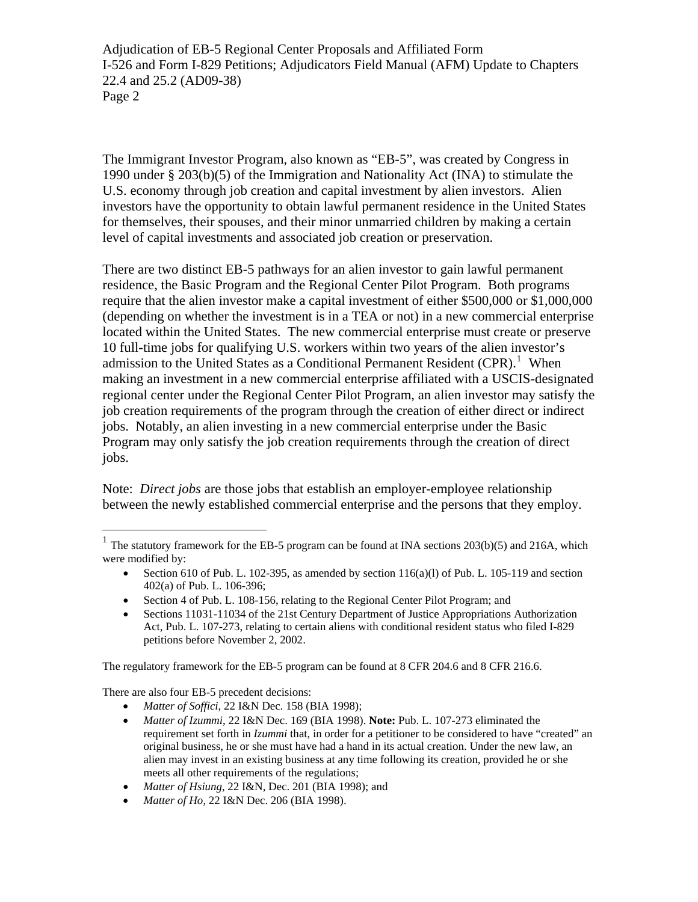The Immigrant Investor Program, also known as "EB-5", was created by Congress in 1990 under § 203(b)(5) of the Immigration and Nationality Act (INA) to stimulate the U.S. economy through job creation and capital investment by alien investors. Alien investors have the opportunity to obtain lawful permanent residence in the United States for themselves, their spouses, and their minor unmarried children by making a certain level of capital investments and associated job creation or preservation.

There are two distinct EB-5 pathways for an alien investor to gain lawful permanent residence, the Basic Program and the Regional Center Pilot Program. Both programs require that the alien investor make a capital investment of either $500,000 or $1,000,000 (depending on whether the investment is in a TEA or not) in a new commercial enterprise located within the United States. The new commercial enterprise must create or preserve 10 full-time jobs for qualifying U.S. workers within two years of the alien investor's admission to the United States as a Conditional Permanent Resident (CPR).[1] When making an investment in a new commercial enterprise affiliated with a USCIS-designated regional center under the Regional Center Pilot Program, an alien investor may satisfy the job creation requirements of the program through the creation of either direct or indirect jobs. Notably, an alien investing in a new commercial enterprise under the Basic Program may only satisfy the job creation requirements through the creation of direct jobs.

Note: *Direct jobs* are those jobs that establish an employer-employee relationship between the newly established commercial enterprise and the persons that they employ.

---

[1] The statutory framework for the EB-5 program can be found at INA sections 203(b)(5) and 216A, which were modified by:

- Section 610 of Pub. L. 102-395, as amended by section 116(a)(l) of Pub. L. 105-119 and section 402(a) of Pub. L. 106-396;
- Section 4 of Pub. L. 108-156, relating to the Regional Center Pilot Program; and
- Sections 11031-11034 of the 21st Century Department of Justice Appropriations Authorization Act, Pub. L. 107-273, relating to certain aliens with conditional resident status who filed I-829 petitions before November 2, 2002.

The regulatory framework for the EB-5 program can be found at 8 CFR 204.6 and 8 CFR 216.6.

There are also four EB-5 precedent decisions:

- *Matter of Soffici*, 22 I&N Dec. 158 (BIA 1998);
- *Matter of Izummi*, 22 I&N Dec. 169 (BIA 1998). **Note:** Pub. L. 107-273 eliminated the requirement set forth in *Izummi* that, in order for a petitioner to be considered to have "created" an original business, he or she must have had a hand in its actual creation. Under the new law, an alien may invest in an existing business at any time following its creation, provided he or she meets all other requirements of the regulations;
- *Matter of Hsiung*, 22 I&N, Dec. 201 (BIA 1998); and
- *Matter of Ho*, 22 I&N Dec. 206 (BIA 1998).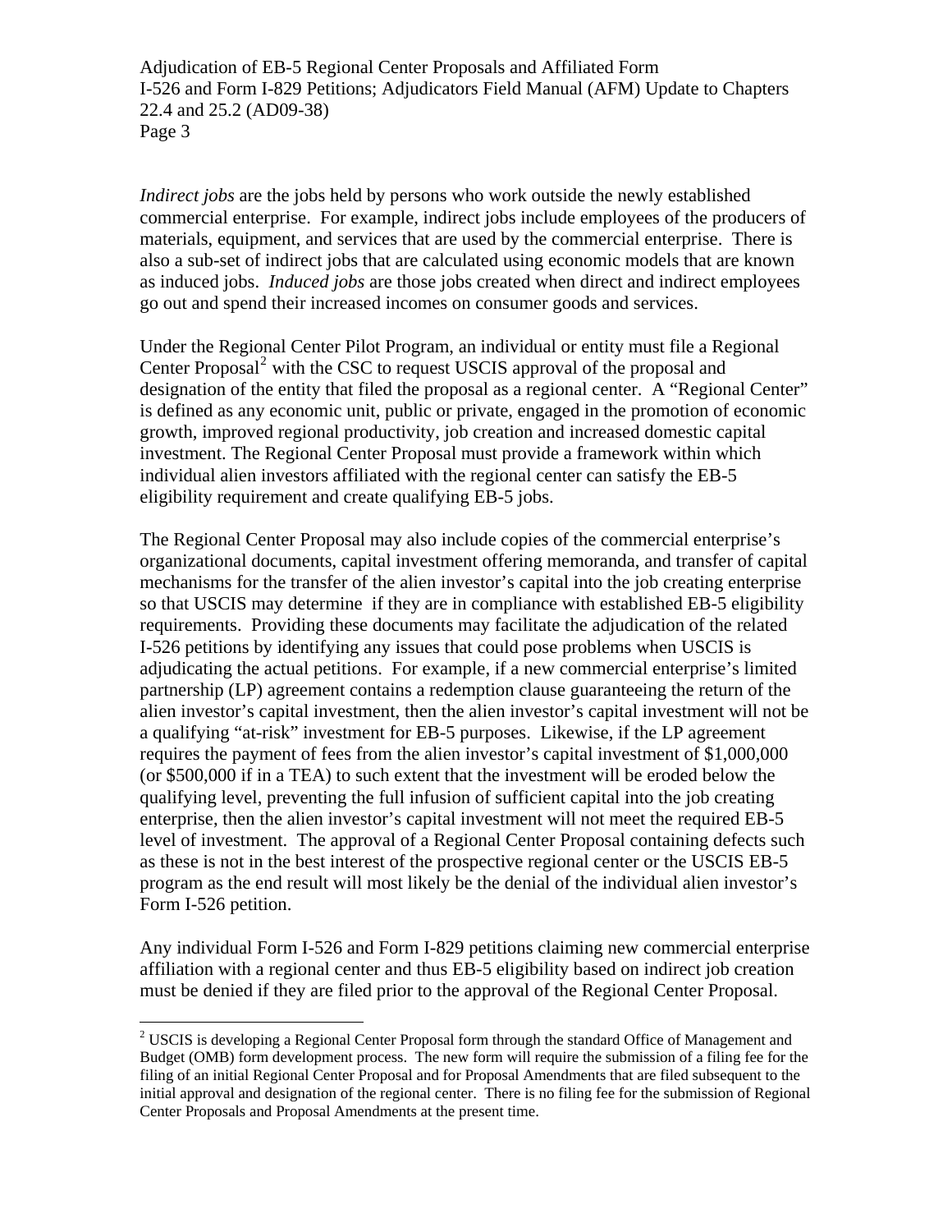*Indirect jobs* are the jobs held by persons who work outside the newly established commercial enterprise. For example, indirect jobs include employees of the producers of materials, equipment, and services that are used by the commercial enterprise. There is also a sub-set of indirect jobs that are calculated using economic models that are known as induced jobs. *Induced jobs* are those jobs created when direct and indirect employees go out and spend their increased incomes on consumer goods and services.

Under the Regional Center Pilot Program, an individual or entity must file a Regional Center Proposal[2] with the CSC to request USCIS approval of the proposal and designation of the entity that filed the proposal as a regional center. A "Regional Center" is defined as any economic unit, public or private, engaged in the promotion of economic growth, improved regional productivity, job creation and increased domestic capital investment. The Regional Center Proposal must provide a framework within which individual alien investors affiliated with the regional center can satisfy the EB-5 eligibility requirement and create qualifying EB-5 jobs.

The Regional Center Proposal may also include copies of the commercial enterprise's organizational documents, capital investment offering memoranda, and transfer of capital mechanisms for the transfer of the alien investor's capital into the job creating enterprise so that USCIS may determine if they are in compliance with established EB-5 eligibility requirements. Providing these documents may facilitate the adjudication of the related I-526 petitions by identifying any issues that could pose problems when USCIS is adjudicating the actual petitions. For example, if a new commercial enterprise's limited partnership (LP) agreement contains a redemption clause guaranteeing the return of the alien investor's capital investment, then the alien investor's capital investment will not be a qualifying "at-risk" investment for EB-5 purposes. Likewise, if the LP agreement requires the payment of fees from the alien investor's capital investment of $1,000,000 (or $500,000 if in a TEA) to such extent that the investment will be eroded below the qualifying level, preventing the full infusion of sufficient capital into the job creating enterprise, then the alien investor's capital investment will not meet the required EB-5 level of investment. The approval of a Regional Center Proposal containing defects such as these is not in the best interest of the prospective regional center or the USCIS EB-5 program as the end result will most likely be the denial of the individual alien investor's Form I-526 petition.

Any individual Form I-526 and Form I-829 petitions claiming new commercial enterprise affiliation with a regional center and thus EB-5 eligibility based on indirect job creation must be denied if they are filed prior to the approval of the Regional Center Proposal.

---

[2] USCIS is developing a Regional Center Proposal form through the standard Office of Management and Budget (OMB) form development process. The new form will require the submission of a filing fee for the filing of an initial Regional Center Proposal and for Proposal Amendments that are filed subsequent to the initial approval and designation of the regional center. There is no filing fee for the submission of Regional Center Proposals and Proposal Amendments at the present time.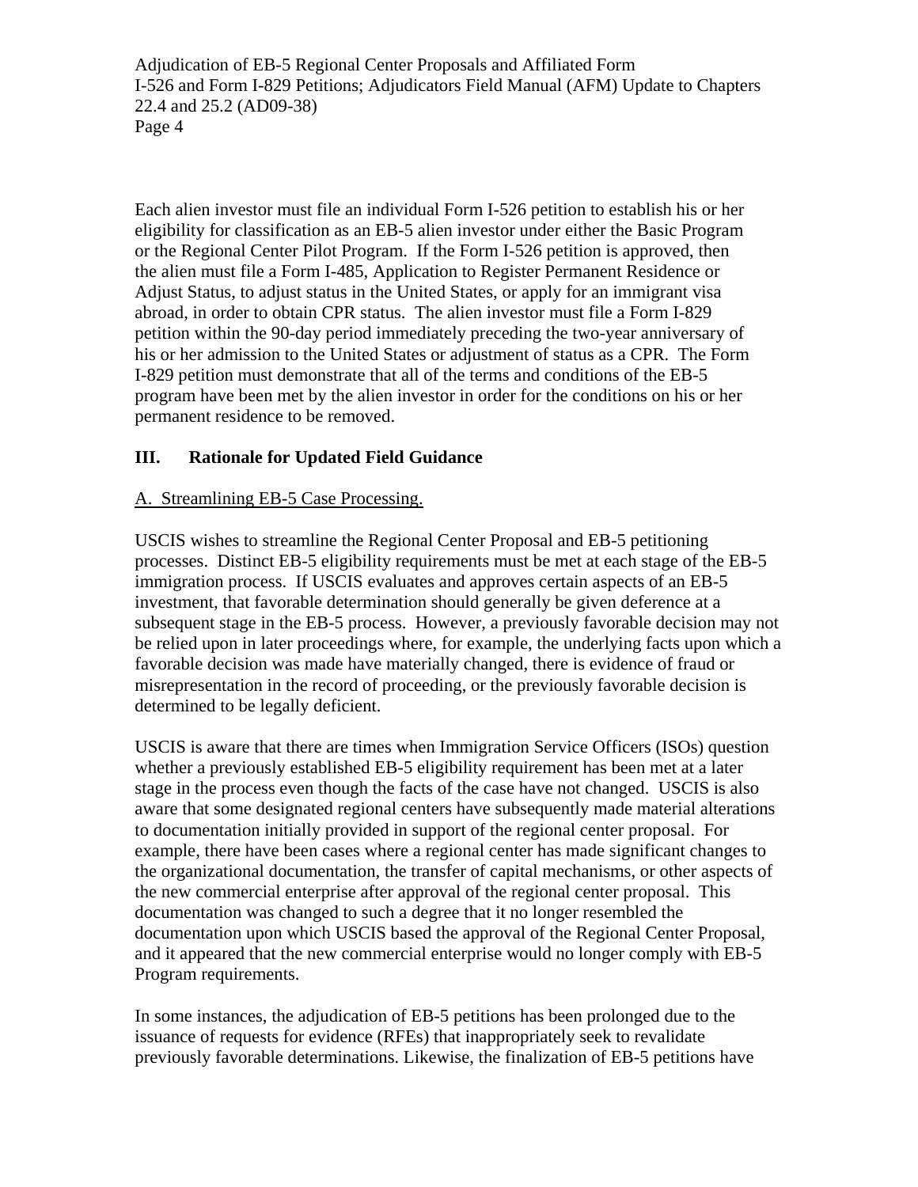Each alien investor must file an individual Form I-526 petition to establish his or her eligibility for classification as an EB-5 alien investor under either the Basic Program or the Regional Center Pilot Program. If the Form I-526 petition is approved, then the alien must file a Form I-485, Application to Register Permanent Residence or Adjust Status, to adjust status in the United States, or apply for an immigrant visa abroad, in order to obtain CPR status. The alien investor must file a Form I-829 petition within the 90-day period immediately preceding the two-year anniversary of his or her admission to the United States or adjustment of status as a CPR. The Form I-829 petition must demonstrate that all of the terms and conditions of the EB-5 program have been met by the alien investor in order for the conditions on his or her permanent residence to be removed.

## III. Rationale for Updated Field Guidance

### A. Streamlining EB-5 Case Processing.

USCIS wishes to streamline the Regional Center Proposal and EB-5 petitioning processes. Distinct EB-5 eligibility requirements must be met at each stage of the EB-5 immigration process. If USCIS evaluates and approves certain aspects of an EB-5 investment, that favorable determination should generally be given deference at a subsequent stage in the EB-5 process. However, a previously favorable decision may not be relied upon in later proceedings where, for example, the underlying facts upon which a favorable decision was made have materially changed, there is evidence of fraud or misrepresentation in the record of proceeding, or the previously favorable decision is determined to be legally deficient.

USCIS is aware that there are times when Immigration Service Officers (ISOs) question whether a previously established EB-5 eligibility requirement has been met at a later stage in the process even though the facts of the case have not changed. USCIS is also aware that some designated regional centers have subsequently made material alterations to documentation initially provided in support of the regional center proposal. For example, there have been cases where a regional center has made significant changes to the organizational documentation, the transfer of capital mechanisms, or other aspects of the new commercial enterprise after approval of the regional center proposal. This documentation was changed to such a degree that it no longer resembled the documentation upon which USCIS based the approval of the Regional Center Proposal, and it appeared that the new commercial enterprise would no longer comply with EB-5 Program requirements.

In some instances, the adjudication of EB-5 petitions has been prolonged due to the issuance of requests for evidence (RFEs) that inappropriately seek to revalidate previously favorable determinations. Likewise, the finalization of EB-5 petitions have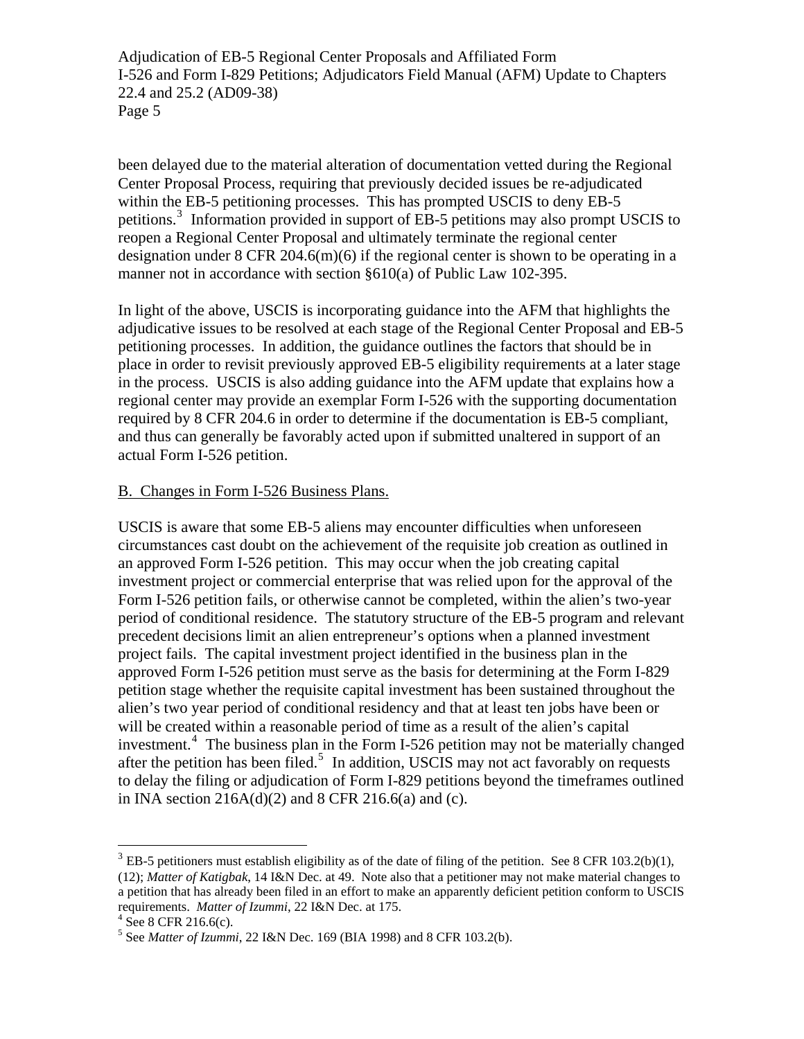been delayed due to the material alteration of documentation vetted during the Regional Center Proposal Process, requiring that previously decided issues be re-adjudicated within the EB-5 petitioning processes. This has prompted USCIS to deny EB-5 petitions.[3] Information provided in support of EB-5 petitions may also prompt USCIS to reopen a Regional Center Proposal and ultimately terminate the regional center designation under 8 CFR 204.6(m)(6) if the regional center is shown to be operating in a manner not in accordance with section §610(a) of Public Law 102-395.

In light of the above, USCIS is incorporating guidance into the AFM that highlights the adjudicative issues to be resolved at each stage of the Regional Center Proposal and EB-5 petitioning processes. In addition, the guidance outlines the factors that should be in place in order to revisit previously approved EB-5 eligibility requirements at a later stage in the process. USCIS is also adding guidance into the AFM update that explains how a regional center may provide an exemplar Form I-526 with the supporting documentation required by 8 CFR 204.6 in order to determine if the documentation is EB-5 compliant, and thus can generally be favorably acted upon if submitted unaltered in support of an actual Form I-526 petition.

B. Changes in Form I-526 Business Plans.

USCIS is aware that some EB-5 aliens may encounter difficulties when unforeseen circumstances cast doubt on the achievement of the requisite job creation as outlined in an approved Form I-526 petition. This may occur when the job creating capital investment project or commercial enterprise that was relied upon for the approval of the Form I-526 petition fails, or otherwise cannot be completed, within the alien's two-year period of conditional residence. The statutory structure of the EB-5 program and relevant precedent decisions limit an alien entrepreneur's options when a planned investment project fails. The capital investment project identified in the business plan in the approved Form I-526 petition must serve as the basis for determining at the Form I-829 petition stage whether the requisite capital investment has been sustained throughout the alien's two year period of conditional residency and that at least ten jobs have been or will be created within a reasonable period of time as a result of the alien's capital investment.[4] The business plan in the Form I-526 petition may not be materially changed after the petition has been filed.[5] In addition, USCIS may not act favorably on requests to delay the filing or adjudication of Form I-829 petitions beyond the timeframes outlined in INA section 216A(d)(2) and 8 CFR 216.6(a) and (c).

---

[3] EB-5 petitioners must establish eligibility as of the date of filing of the petition. See 8 CFR 103.2(b)(1), (12); *Matter of Katigbak*, 14 I&N Dec. at 49. Note also that a petitioner may not make material changes to a petition that has already been filed in an effort to make an apparently deficient petition conform to USCIS requirements. *Matter of Izummi*, 22 I&N Dec. at 175.

[4] See 8 CFR 216.6(c).

[5] See *Matter of Izummi*, 22 I&N Dec. 169 (BIA 1998) and 8 CFR 103.2(b).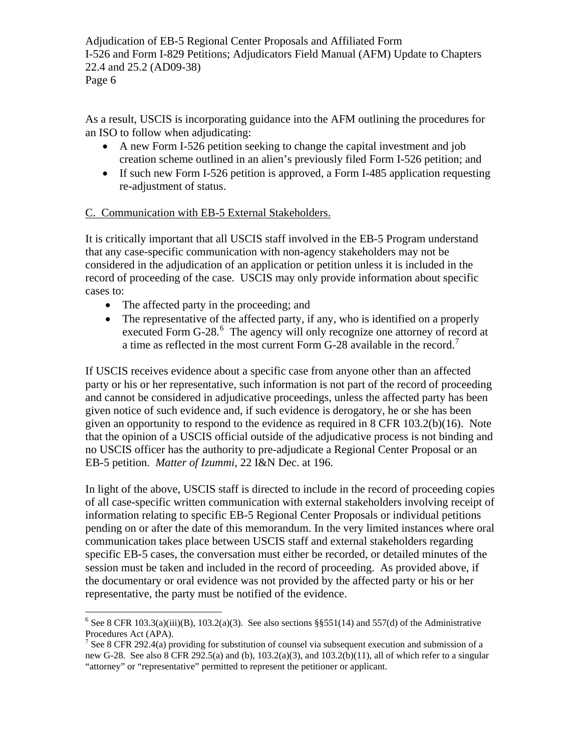As a result, USCIS is incorporating guidance into the AFM outlining the procedures for an ISO to follow when adjudicating:

- A new Form I-526 petition seeking to change the capital investment and job creation scheme outlined in an alien's previously filed Form I-526 petition; and
- If such new Form I-526 petition is approved, a Form I-485 application requesting re-adjustment of status.

C. Communication with EB-5 External Stakeholders.

It is critically important that all USCIS staff involved in the EB-5 Program understand that any case-specific communication with non-agency stakeholders may not be considered in the adjudication of an application or petition unless it is included in the record of proceeding of the case. USCIS may only provide information about specific cases to:

- The affected party in the proceeding; and
- The representative of the affected party, if any, who is identified on a properly executed Form G-28.[6] The agency will only recognize one attorney of record at a time as reflected in the most current Form G-28 available in the record.[7]

If USCIS receives evidence about a specific case from anyone other than an affected party or his or her representative, such information is not part of the record of proceeding and cannot be considered in adjudicative proceedings, unless the affected party has been given notice of such evidence and, if such evidence is derogatory, he or she has been given an opportunity to respond to the evidence as required in 8 CFR 103.2(b)(16). Note that the opinion of a USCIS official outside of the adjudicative process is not binding and no USCIS officer has the authority to pre-adjudicate a Regional Center Proposal or an EB-5 petition. *Matter of Izummi*, 22 I&N Dec. at 196.

In light of the above, USCIS staff is directed to include in the record of proceeding copies of all case-specific written communication with external stakeholders involving receipt of information relating to specific EB-5 Regional Center Proposals or individual petitions pending on or after the date of this memorandum. In the very limited instances where oral communication takes place between USCIS staff and external stakeholders regarding specific EB-5 cases, the conversation must either be recorded, or detailed minutes of the session must be taken and included in the record of proceeding. As provided above, if the documentary or oral evidence was not provided by the affected party or his or her representative, the party must be notified of the evidence.

---

[6] See 8 CFR 103.3(a)(iii)(B), 103.2(a)(3). See also sections §§551(14) and 557(d) of the Administrative Procedures Act (APA).

[7] See 8 CFR 292.4(a) providing for substitution of counsel via subsequent execution and submission of a new G-28. See also 8 CFR 292.5(a) and (b), 103.2(a)(3), and 103.2(b)(11), all of which refer to a singular "attorney" or "representative" permitted to represent the petitioner or applicant.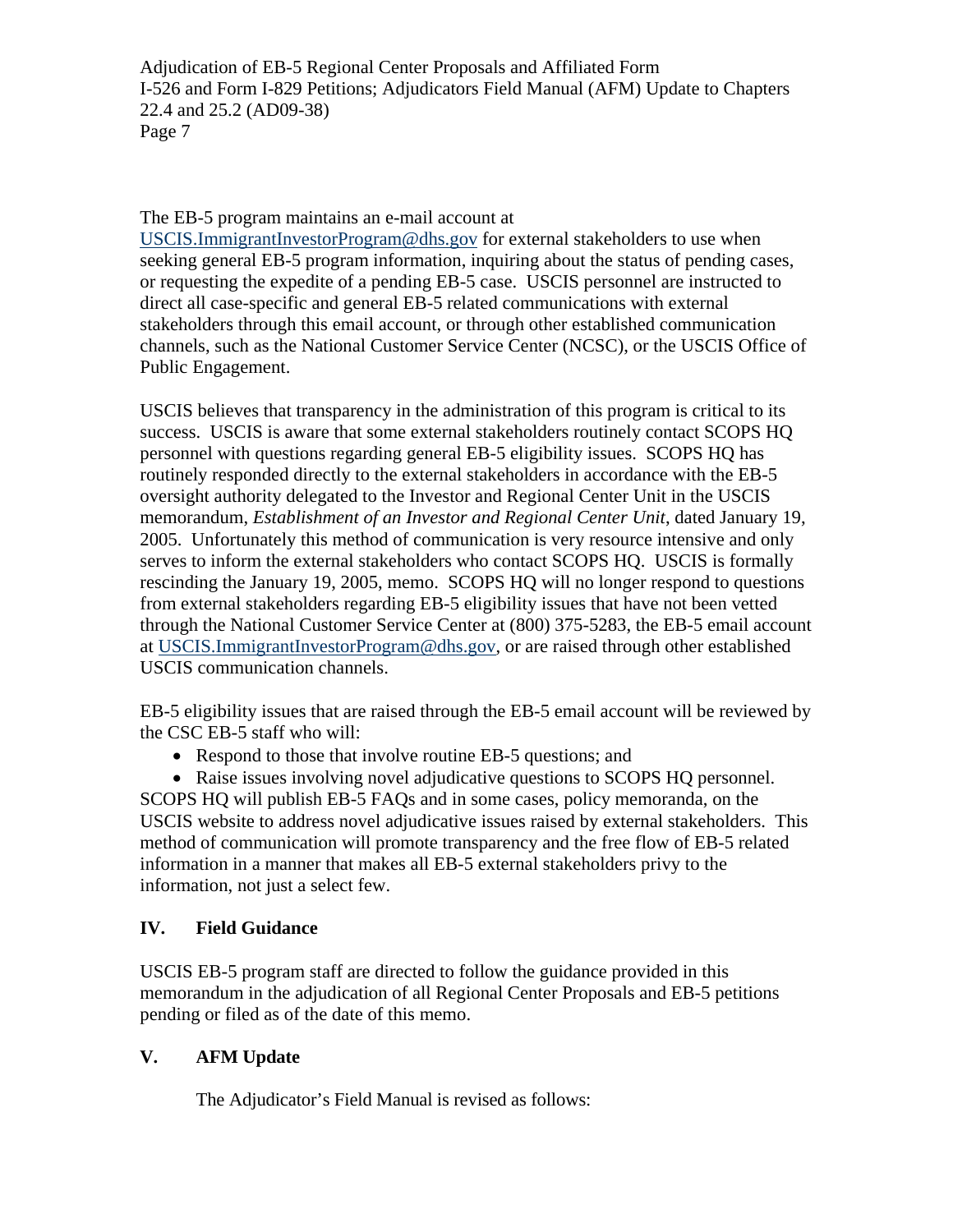The EB-5 program maintains an e-mail account at USCIS.ImmigrantInvestorProgram@dhs.gov for external stakeholders to use when seeking general EB-5 program information, inquiring about the status of pending cases, or requesting the expedite of a pending EB-5 case. USCIS personnel are instructed to direct all case-specific and general EB-5 related communications with external stakeholders through this email account, or through other established communication channels, such as the National Customer Service Center (NCSC), or the USCIS Office of Public Engagement.

USCIS believes that transparency in the administration of this program is critical to its success. USCIS is aware that some external stakeholders routinely contact SCOPS HQ personnel with questions regarding general EB-5 eligibility issues. SCOPS HQ has routinely responded directly to the external stakeholders in accordance with the EB-5 oversight authority delegated to the Investor and Regional Center Unit in the USCIS memorandum, *Establishment of an Investor and Regional Center Unit*, dated January 19, 2005. Unfortunately this method of communication is very resource intensive and only serves to inform the external stakeholders who contact SCOPS HQ. USCIS is formally rescinding the January 19, 2005, memo. SCOPS HQ will no longer respond to questions from external stakeholders regarding EB-5 eligibility issues that have not been vetted through the National Customer Service Center at (800) 375-5283, the EB-5 email account at USCIS.ImmigrantInvestorProgram@dhs.gov, or are raised through other established USCIS communication channels.

EB-5 eligibility issues that are raised through the EB-5 email account will be reviewed by the CSC EB-5 staff who will:

- Respond to those that involve routine EB-5 questions; and
- Raise issues involving novel adjudicative questions to SCOPS HQ personnel.

SCOPS HQ will publish EB-5 FAQs and in some cases, policy memoranda, on the USCIS website to address novel adjudicative issues raised by external stakeholders. This method of communication will promote transparency and the free flow of EB-5 related information in a manner that makes all EB-5 external stakeholders privy to the information, not just a select few.

## IV. Field Guidance

USCIS EB-5 program staff are directed to follow the guidance provided in this memorandum in the adjudication of all Regional Center Proposals and EB-5 petitions pending or filed as of the date of this memo.

## V. AFM Update

The Adjudicator's Field Manual is revised as follows: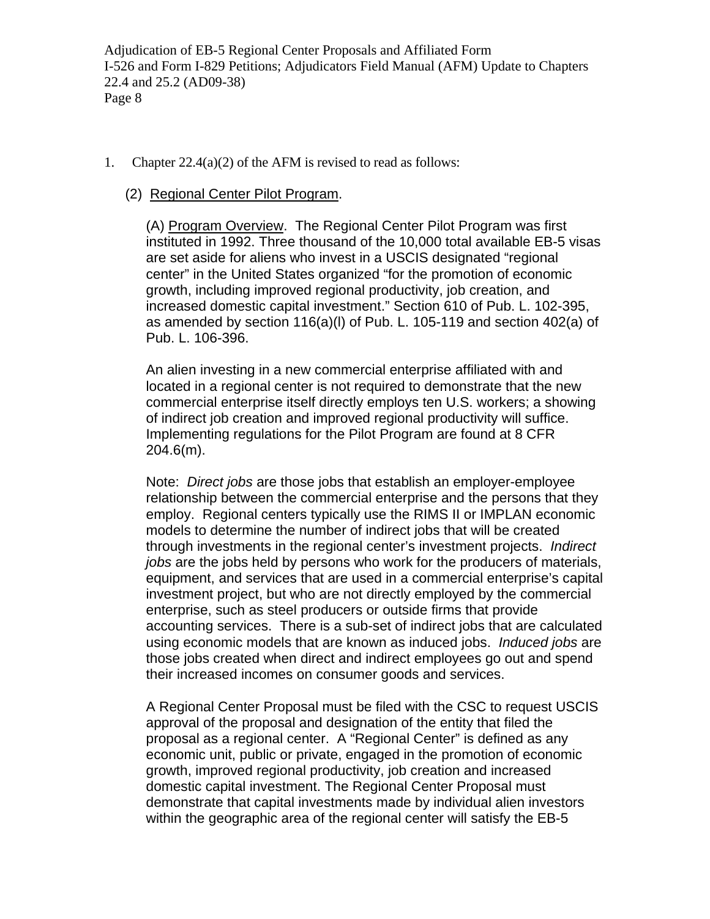1. Chapter 22.4(a)(2) of the AFM is revised to read as follows:

(2) Regional Center Pilot Program.

(A) Program Overview. The Regional Center Pilot Program was first instituted in 1992. Three thousand of the 10,000 total available EB-5 visas are set aside for aliens who invest in a USCIS designated "regional center" in the United States organized "for the promotion of economic growth, including improved regional productivity, job creation, and increased domestic capital investment." Section 610 of Pub. L. 102-395, as amended by section 116(a)(l) of Pub. L. 105-119 and section 402(a) of Pub. L. 106-396.

An alien investing in a new commercial enterprise affiliated with and located in a regional center is not required to demonstrate that the new commercial enterprise itself directly employs ten U.S. workers; a showing of indirect job creation and improved regional productivity will suffice. Implementing regulations for the Pilot Program are found at 8 CFR 204.6(m).

Note: *Direct jobs* are those jobs that establish an employer-employee relationship between the commercial enterprise and the persons that they employ. Regional centers typically use the RIMS II or IMPLAN economic models to determine the number of indirect jobs that will be created through investments in the regional center's investment projects. *Indirect jobs* are the jobs held by persons who work for the producers of materials, equipment, and services that are used in a commercial enterprise's capital investment project, but who are not directly employed by the commercial enterprise, such as steel producers or outside firms that provide accounting services. There is a sub-set of indirect jobs that are calculated using economic models that are known as induced jobs. *Induced jobs* are those jobs created when direct and indirect employees go out and spend their increased incomes on consumer goods and services.

A Regional Center Proposal must be filed with the CSC to request USCIS approval of the proposal and designation of the entity that filed the proposal as a regional center. A "Regional Center" is defined as any economic unit, public or private, engaged in the promotion of economic growth, improved regional productivity, job creation and increased domestic capital investment. The Regional Center Proposal must demonstrate that capital investments made by individual alien investors within the geographic area of the regional center will satisfy the EB-5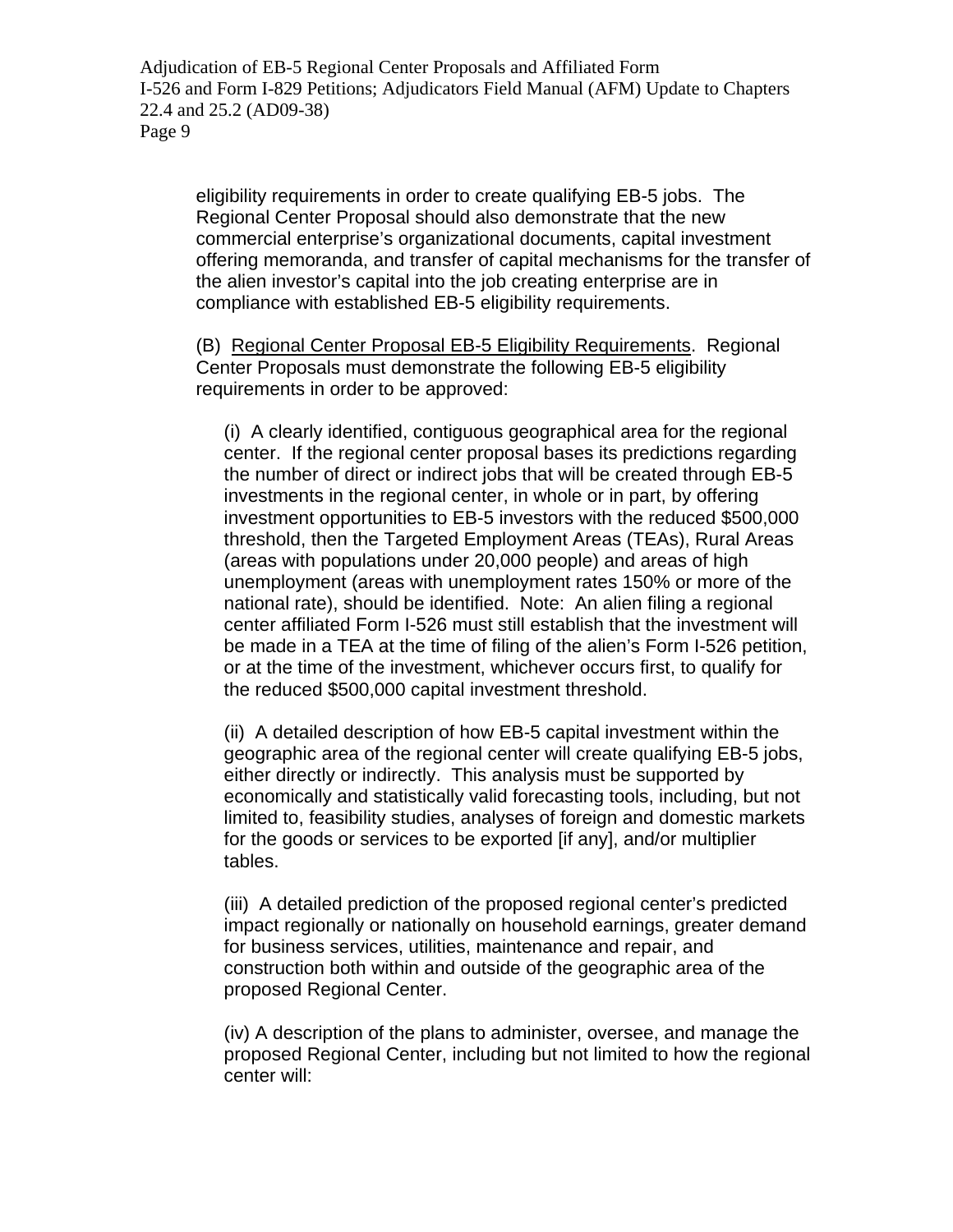eligibility requirements in order to create qualifying EB-5 jobs. The Regional Center Proposal should also demonstrate that the new commercial enterprise's organizational documents, capital investment offering memoranda, and transfer of capital mechanisms for the transfer of the alien investor's capital into the job creating enterprise are in compliance with established EB-5 eligibility requirements.

(B) Regional Center Proposal EB-5 Eligibility Requirements. Regional Center Proposals must demonstrate the following EB-5 eligibility requirements in order to be approved:

(i) A clearly identified, contiguous geographical area for the regional center. If the regional center proposal bases its predictions regarding the number of direct or indirect jobs that will be created through EB-5 investments in the regional center, in whole or in part, by offering investment opportunities to EB-5 investors with the reduced $500,000 threshold, then the Targeted Employment Areas (TEAs), Rural Areas (areas with populations under 20,000 people) and areas of high unemployment (areas with unemployment rates 150% or more of the national rate), should be identified. Note: An alien filing a regional center affiliated Form I-526 must still establish that the investment will be made in a TEA at the time of filing of the alien's Form I-526 petition, or at the time of the investment, whichever occurs first, to qualify for the reduced $500,000 capital investment threshold.

(ii) A detailed description of how EB-5 capital investment within the geographic area of the regional center will create qualifying EB-5 jobs, either directly or indirectly. This analysis must be supported by economically and statistically valid forecasting tools, including, but not limited to, feasibility studies, analyses of foreign and domestic markets for the goods or services to be exported [if any], and/or multiplier tables.

(iii) A detailed prediction of the proposed regional center's predicted impact regionally or nationally on household earnings, greater demand for business services, utilities, maintenance and repair, and construction both within and outside of the geographic area of the proposed Regional Center.

(iv) A description of the plans to administer, oversee, and manage the proposed Regional Center, including but not limited to how the regional center will: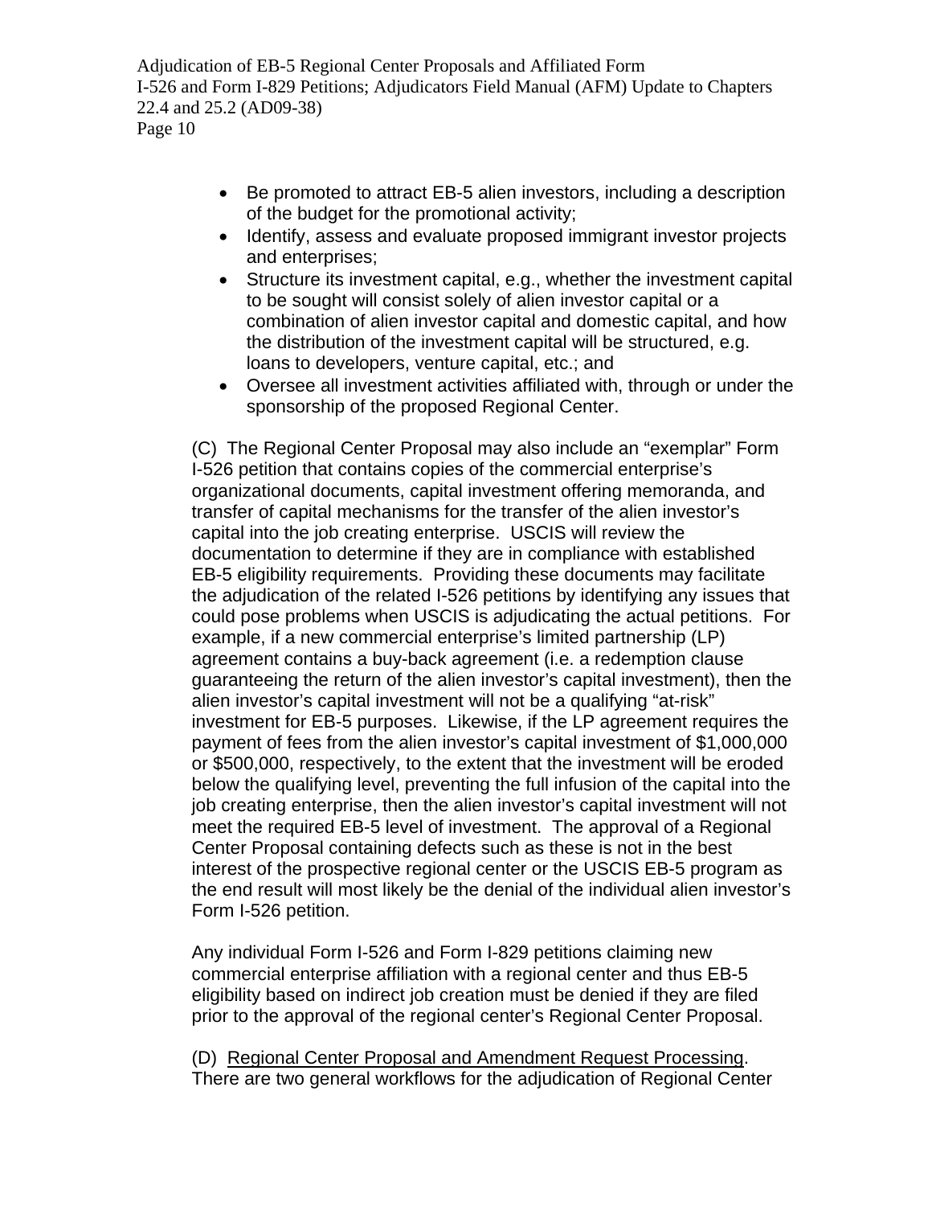- Be promoted to attract EB-5 alien investors, including a description of the budget for the promotional activity;
- Identify, assess and evaluate proposed immigrant investor projects and enterprises;
- Structure its investment capital, e.g., whether the investment capital to be sought will consist solely of alien investor capital or a combination of alien investor capital and domestic capital, and how the distribution of the investment capital will be structured, e.g. loans to developers, venture capital, etc.; and
- Oversee all investment activities affiliated with, through or under the sponsorship of the proposed Regional Center.

(C) The Regional Center Proposal may also include an "exemplar" Form I-526 petition that contains copies of the commercial enterprise's organizational documents, capital investment offering memoranda, and transfer of capital mechanisms for the transfer of the alien investor's capital into the job creating enterprise. USCIS will review the documentation to determine if they are in compliance with established EB-5 eligibility requirements. Providing these documents may facilitate the adjudication of the related I-526 petitions by identifying any issues that could pose problems when USCIS is adjudicating the actual petitions. For example, if a new commercial enterprise's limited partnership (LP) agreement contains a buy-back agreement (i.e. a redemption clause guaranteeing the return of the alien investor's capital investment), then the alien investor's capital investment will not be a qualifying "at-risk" investment for EB-5 purposes. Likewise, if the LP agreement requires the payment of fees from the alien investor's capital investment of $1,000,000 or $500,000, respectively, to the extent that the investment will be eroded below the qualifying level, preventing the full infusion of the capital into the job creating enterprise, then the alien investor's capital investment will not meet the required EB-5 level of investment. The approval of a Regional Center Proposal containing defects such as these is not in the best interest of the prospective regional center or the USCIS EB-5 program as the end result will most likely be the denial of the individual alien investor's Form I-526 petition.

Any individual Form I-526 and Form I-829 petitions claiming new commercial enterprise affiliation with a regional center and thus EB-5 eligibility based on indirect job creation must be denied if they are filed prior to the approval of the regional center's Regional Center Proposal.

(D) <u>Regional Center Proposal and Amendment Request Processing</u>. There are two general workflows for the adjudication of Regional Center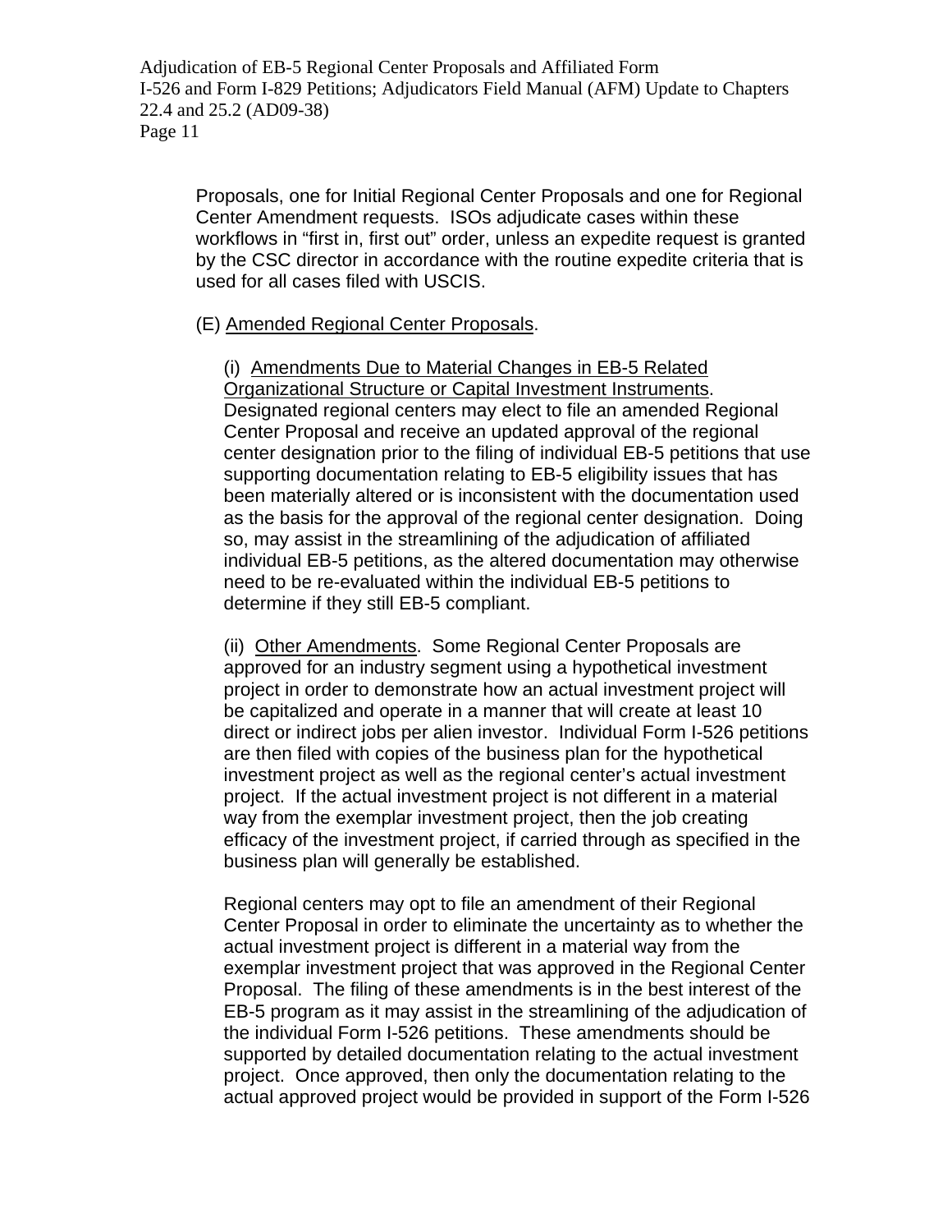Proposals, one for Initial Regional Center Proposals and one for Regional Center Amendment requests. ISOs adjudicate cases within these workflows in "first in, first out" order, unless an expedite request is granted by the CSC director in accordance with the routine expedite criteria that is used for all cases filed with USCIS.

(E) Amended Regional Center Proposals.

(i) Amendments Due to Material Changes in EB-5 Related Organizational Structure or Capital Investment Instruments. Designated regional centers may elect to file an amended Regional Center Proposal and receive an updated approval of the regional center designation prior to the filing of individual EB-5 petitions that use supporting documentation relating to EB-5 eligibility issues that has been materially altered or is inconsistent with the documentation used as the basis for the approval of the regional center designation. Doing so, may assist in the streamlining of the adjudication of affiliated individual EB-5 petitions, as the altered documentation may otherwise need to be re-evaluated within the individual EB-5 petitions to determine if they still EB-5 compliant.

(ii) Other Amendments. Some Regional Center Proposals are approved for an industry segment using a hypothetical investment project in order to demonstrate how an actual investment project will be capitalized and operate in a manner that will create at least 10 direct or indirect jobs per alien investor. Individual Form I-526 petitions are then filed with copies of the business plan for the hypothetical investment project as well as the regional center's actual investment project. If the actual investment project is not different in a material way from the exemplar investment project, then the job creating efficacy of the investment project, if carried through as specified in the business plan will generally be established.

Regional centers may opt to file an amendment of their Regional Center Proposal in order to eliminate the uncertainty as to whether the actual investment project is different in a material way from the exemplar investment project that was approved in the Regional Center Proposal. The filing of these amendments is in the best interest of the EB-5 program as it may assist in the streamlining of the adjudication of the individual Form I-526 petitions. These amendments should be supported by detailed documentation relating to the actual investment project. Once approved, then only the documentation relating to the actual approved project would be provided in support of the Form I-526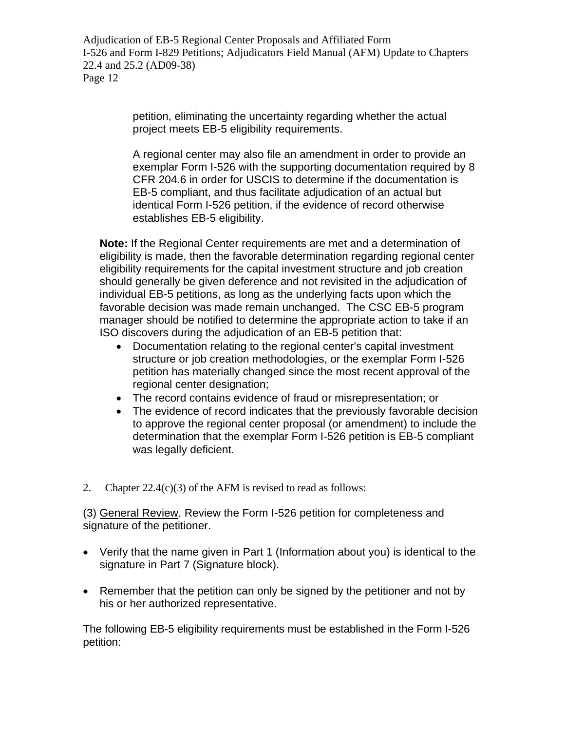petition, eliminating the uncertainty regarding whether the actual project meets EB-5 eligibility requirements.

A regional center may also file an amendment in order to provide an exemplar Form I-526 with the supporting documentation required by 8 CFR 204.6 in order for USCIS to determine if the documentation is EB-5 compliant, and thus facilitate adjudication of an actual but identical Form I-526 petition, if the evidence of record otherwise establishes EB-5 eligibility.

**Note:** If the Regional Center requirements are met and a determination of eligibility is made, then the favorable determination regarding regional center eligibility requirements for the capital investment structure and job creation should generally be given deference and not revisited in the adjudication of individual EB-5 petitions, as long as the underlying facts upon which the favorable decision was made remain unchanged. The CSC EB-5 program manager should be notified to determine the appropriate action to take if an ISO discovers during the adjudication of an EB-5 petition that:

- Documentation relating to the regional center's capital investment structure or job creation methodologies, or the exemplar Form I-526 petition has materially changed since the most recent approval of the regional center designation;
- The record contains evidence of fraud or misrepresentation; or
- The evidence of record indicates that the previously favorable decision to approve the regional center proposal (or amendment) to include the determination that the exemplar Form I-526 petition is EB-5 compliant was legally deficient.

2. Chapter 22.4(c)(3) of the AFM is revised to read as follows:

(3) General Review. Review the Form I-526 petition for completeness and signature of the petitioner.

- Verify that the name given in Part 1 (Information about you) is identical to the signature in Part 7 (Signature block).
- Remember that the petition can only be signed by the petitioner and not by his or her authorized representative.

The following EB-5 eligibility requirements must be established in the Form I-526 petition: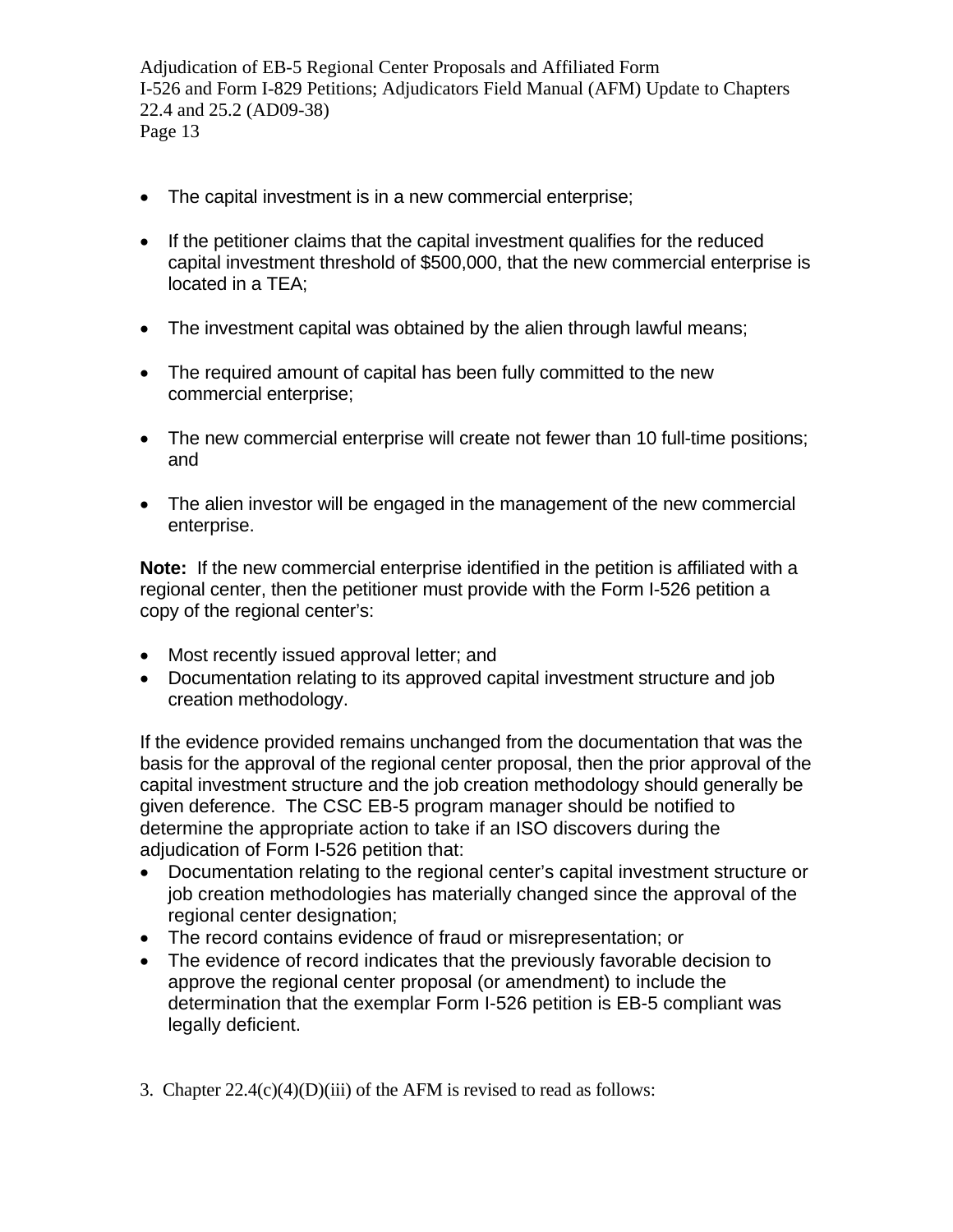- The capital investment is in a new commercial enterprise;
- If the petitioner claims that the capital investment qualifies for the reduced capital investment threshold of $500,000, that the new commercial enterprise is located in a TEA;
- The investment capital was obtained by the alien through lawful means;
- The required amount of capital has been fully committed to the new commercial enterprise;
- The new commercial enterprise will create not fewer than 10 full-time positions; and
- The alien investor will be engaged in the management of the new commercial enterprise.

**Note:** If the new commercial enterprise identified in the petition is affiliated with a regional center, then the petitioner must provide with the Form I-526 petition a copy of the regional center's:

- Most recently issued approval letter; and
- Documentation relating to its approved capital investment structure and job creation methodology.

If the evidence provided remains unchanged from the documentation that was the basis for the approval of the regional center proposal, then the prior approval of the capital investment structure and the job creation methodology should generally be given deference. The CSC EB-5 program manager should be notified to determine the appropriate action to take if an ISO discovers during the adjudication of Form I-526 petition that:

- Documentation relating to the regional center's capital investment structure or job creation methodologies has materially changed since the approval of the regional center designation;
- The record contains evidence of fraud or misrepresentation; or
- The evidence of record indicates that the previously favorable decision to approve the regional center proposal (or amendment) to include the determination that the exemplar Form I-526 petition is EB-5 compliant was legally deficient.

3. Chapter 22.4(c)(4)(D)(iii) of the AFM is revised to read as follows: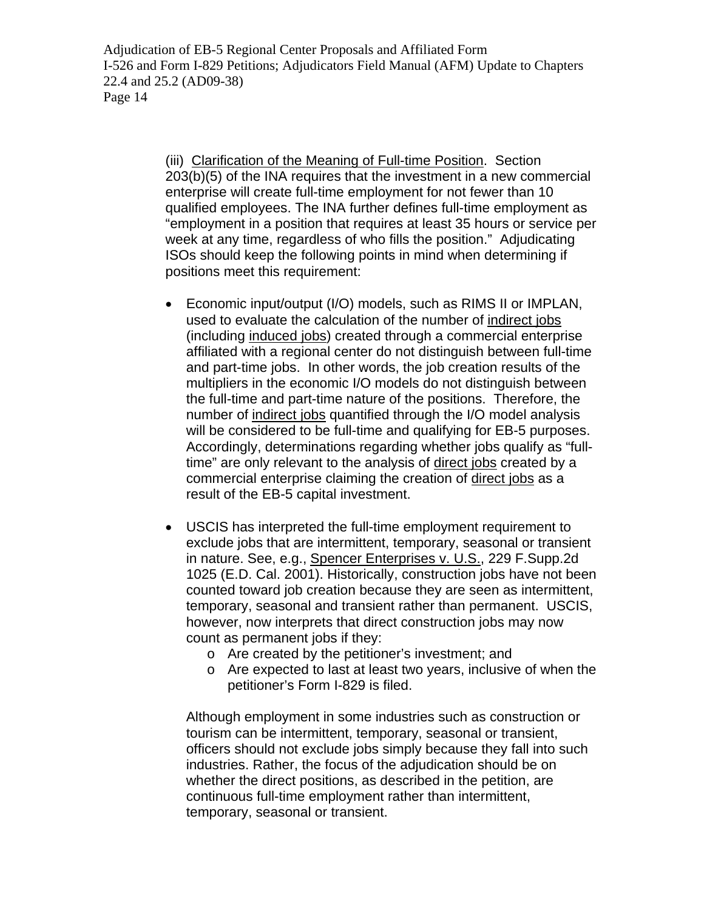(iii) Clarification of the Meaning of Full-time Position. Section 203(b)(5) of the INA requires that the investment in a new commercial enterprise will create full-time employment for not fewer than 10 qualified employees. The INA further defines full-time employment as "employment in a position that requires at least 35 hours or service per week at any time, regardless of who fills the position." Adjudicating ISOs should keep the following points in mind when determining if positions meet this requirement:

- Economic input/output (I/O) models, such as RIMS II or IMPLAN, used to evaluate the calculation of the number of indirect jobs (including induced jobs) created through a commercial enterprise affiliated with a regional center do not distinguish between full-time and part-time jobs. In other words, the job creation results of the multipliers in the economic I/O models do not distinguish between the full-time and part-time nature of the positions. Therefore, the number of indirect jobs quantified through the I/O model analysis will be considered to be full-time and qualifying for EB-5 purposes. Accordingly, determinations regarding whether jobs qualify as "full-time" are only relevant to the analysis of direct jobs created by a commercial enterprise claiming the creation of direct jobs as a result of the EB-5 capital investment.

- USCIS has interpreted the full-time employment requirement to exclude jobs that are intermittent, temporary, seasonal or transient in nature. See, e.g., Spencer Enterprises v. U.S., 229 F.Supp.2d 1025 (E.D. Cal. 2001). Historically, construction jobs have not been counted toward job creation because they are seen as intermittent, temporary, seasonal and transient rather than permanent. USCIS, however, now interprets that direct construction jobs may now count as permanent jobs if they:
  - Are created by the petitioner's investment; and
  - Are expected to last at least two years, inclusive of when the petitioner's Form I-829 is filed.

  Although employment in some industries such as construction or tourism can be intermittent, temporary, seasonal or transient, officers should not exclude jobs simply because they fall into such industries. Rather, the focus of the adjudication should be on whether the direct positions, as described in the petition, are continuous full-time employment rather than intermittent, temporary, seasonal or transient.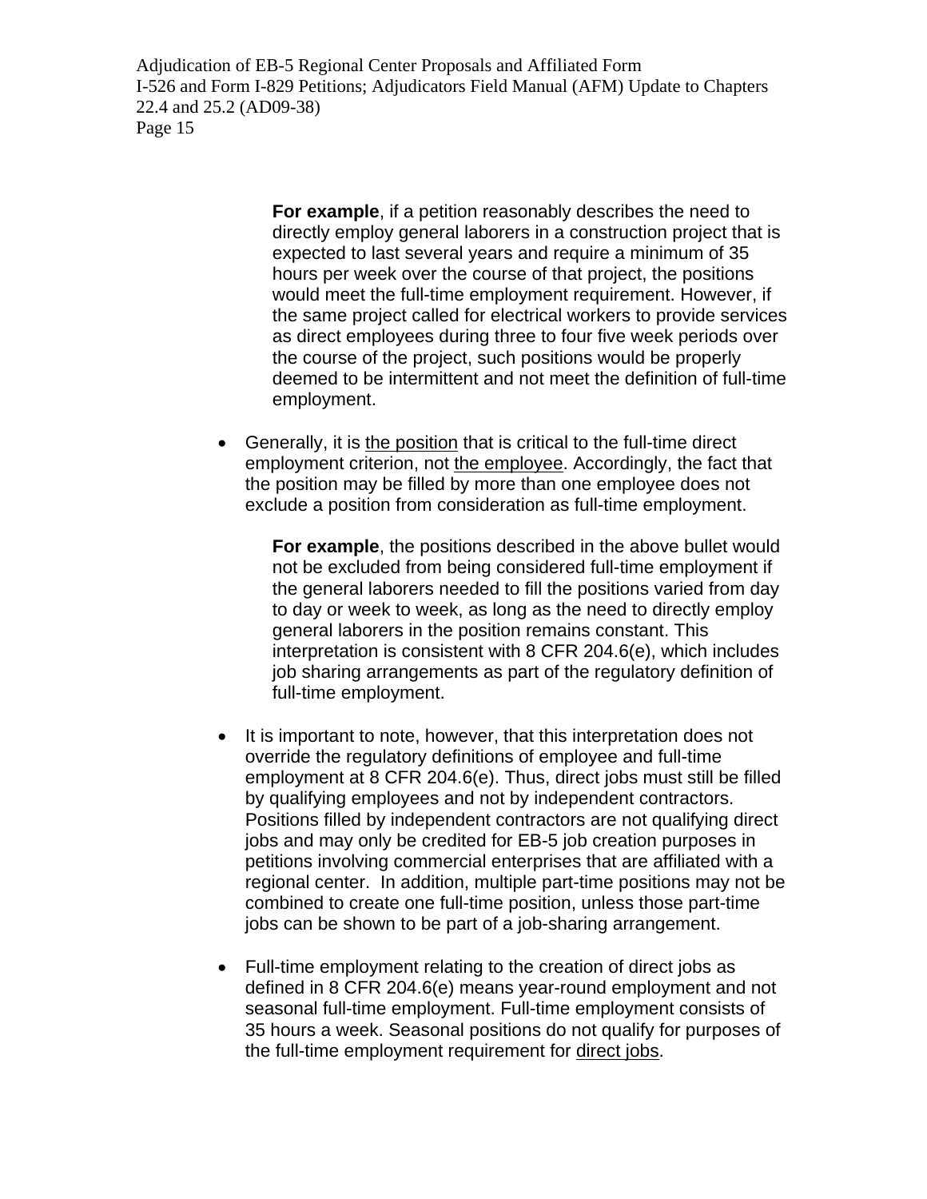**For example**, if a petition reasonably describes the need to directly employ general laborers in a construction project that is expected to last several years and require a minimum of 35 hours per week over the course of that project, the positions would meet the full-time employment requirement. However, if the same project called for electrical workers to provide services as direct employees during three to four five week periods over the course of the project, such positions would be properly deemed to be intermittent and not meet the definition of full-time employment.

- Generally, it is <u>the position</u> that is critical to the full-time direct employment criterion, not <u>the employee</u>. Accordingly, the fact that the position may be filled by more than one employee does not exclude a position from consideration as full-time employment.

  **For example**, the positions described in the above bullet would not be excluded from being considered full-time employment if the general laborers needed to fill the positions varied from day to day or week to week, as long as the need to directly employ general laborers in the position remains constant. This interpretation is consistent with 8 CFR 204.6(e), which includes job sharing arrangements as part of the regulatory definition of full-time employment.

- It is important to note, however, that this interpretation does not override the regulatory definitions of employee and full-time employment at 8 CFR 204.6(e). Thus, direct jobs must still be filled by qualifying employees and not by independent contractors. Positions filled by independent contractors are not qualifying direct jobs and may only be credited for EB-5 job creation purposes in petitions involving commercial enterprises that are affiliated with a regional center. In addition, multiple part-time positions may not be combined to create one full-time position, unless those part-time jobs can be shown to be part of a job-sharing arrangement.

- Full-time employment relating to the creation of direct jobs as defined in 8 CFR 204.6(e) means year-round employment and not seasonal full-time employment. Full-time employment consists of 35 hours a week. Seasonal positions do not qualify for purposes of the full-time employment requirement for <u>direct jobs</u>.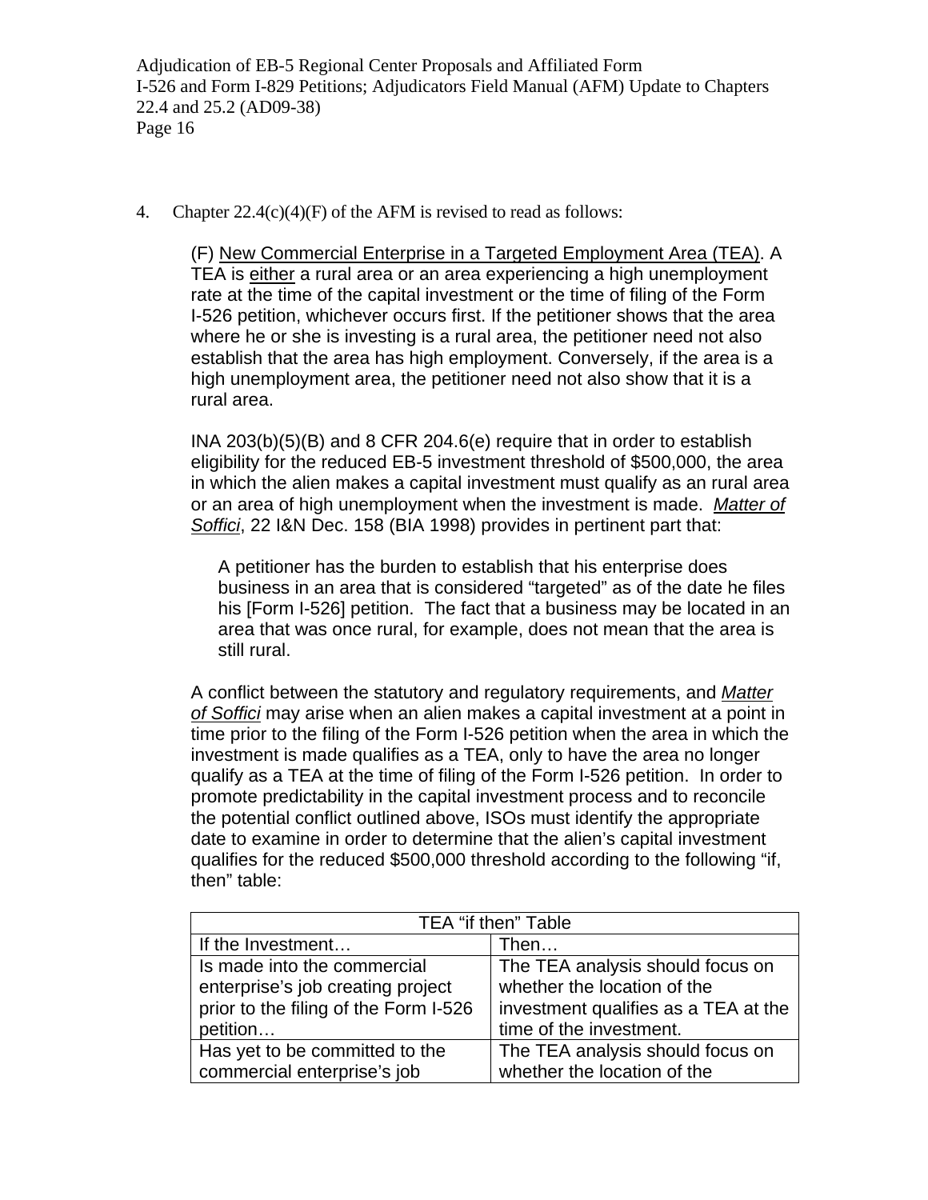4. Chapter 22.4(c)(4)(F) of the AFM is revised to read as follows:

> (F) <u>New Commercial Enterprise in a Targeted Employment Area (TEA)</u>. A TEA is <u>either</u> a rural area or an area experiencing a high unemployment rate at the time of the capital investment or the time of filing of the Form I-526 petition, whichever occurs first. If the petitioner shows that the area where he or she is investing is a rural area, the petitioner need not also establish that the area has high employment. Conversely, if the area is a high unemployment area, the petitioner need not also show that it is a rural area.
>
> INA 203(b)(5)(B) and 8 CFR 204.6(e) require that in order to establish eligibility for the reduced EB-5 investment threshold of $500,000, the area in which the alien makes a capital investment must qualify as an rural area or an area of high unemployment when the investment is made. *<u>Matter of Soffici</u>*, 22 I&N Dec. 158 (BIA 1998) provides in pertinent part that:
>
>> A petitioner has the burden to establish that his enterprise does business in an area that is considered "targeted" as of the date he files his [Form I-526] petition. The fact that a business may be located in an area that was once rural, for example, does not mean that the area is still rural.
>
> A conflict between the statutory and regulatory requirements, and *<u>Matter of Soffici</u>* may arise when an alien makes a capital investment at a point in time prior to the filing of the Form I-526 petition when the area in which the investment is made qualifies as a TEA, only to have the area no longer qualify as a TEA at the time of filing of the Form I-526 petition. In order to promote predictability in the capital investment process and to reconcile the potential conflict outlined above, ISOs must identify the appropriate date to examine in order to determine that the alien's capital investment qualifies for the reduced $500,000 threshold according to the following "if, then" table:

| TEA "if then" Table | |
|---|---|
| If the Investment… | Then… |
| Is made into the commercial enterprise's job creating project prior to the filing of the Form I-526 petition… | The TEA analysis should focus on whether the location of the investment qualifies as a TEA at the time of the investment. |
| Has yet to be committed to the commercial enterprise's job | The TEA analysis should focus on whether the location of the |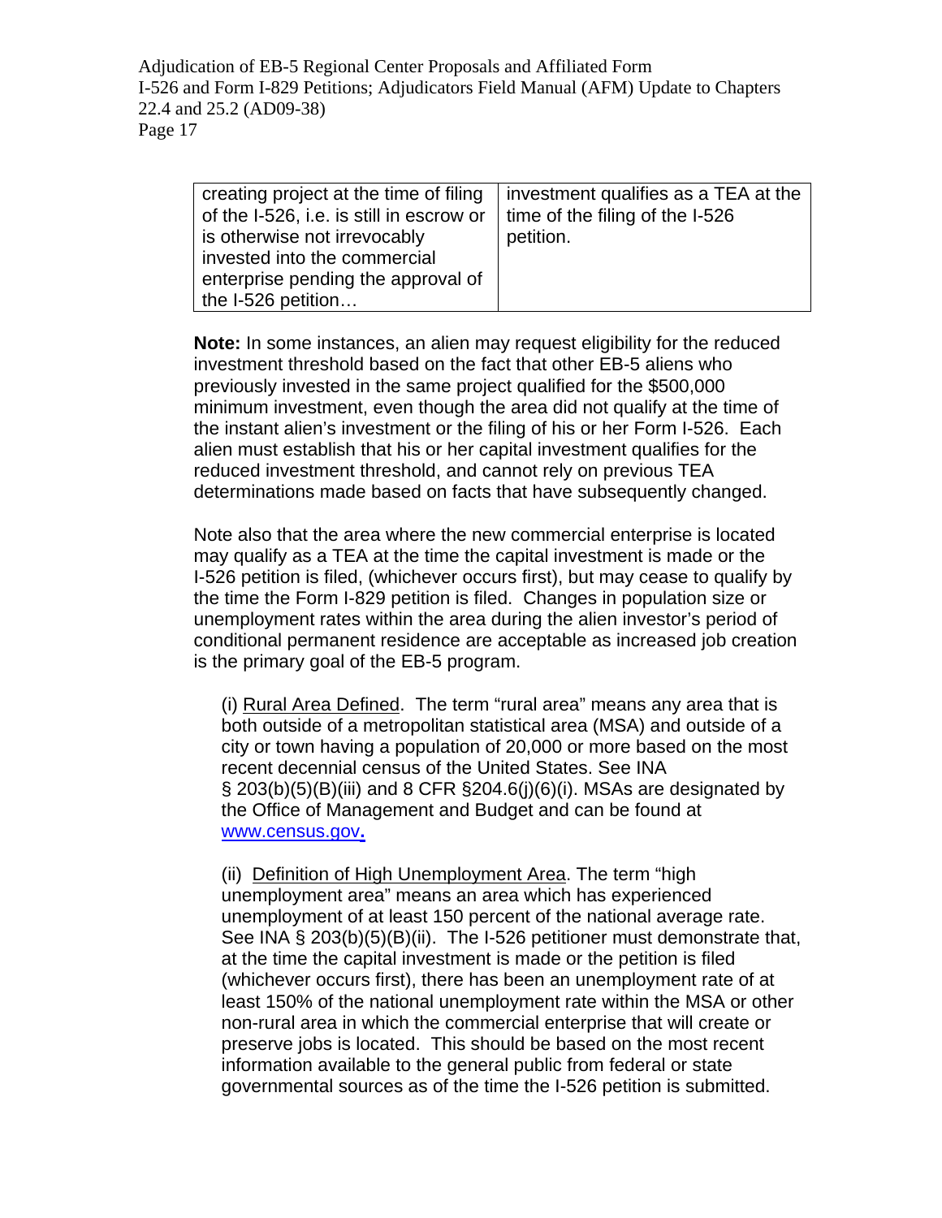| creating project at the time of filing of the I-526, i.e. is still in escrow or is otherwise not irrevocably invested into the commercial enterprise pending the approval of the I-526 petition… | investment qualifies as a TEA at the time of the filing of the I-526 petition. |
|---|---|

**Note:** In some instances, an alien may request eligibility for the reduced investment threshold based on the fact that other EB-5 aliens who previously invested in the same project qualified for the $500,000 minimum investment, even though the area did not qualify at the time of the instant alien's investment or the filing of his or her Form I-526. Each alien must establish that his or her capital investment qualifies for the reduced investment threshold, and cannot rely on previous TEA determinations made based on facts that have subsequently changed.

Note also that the area where the new commercial enterprise is located may qualify as a TEA at the time the capital investment is made or the I-526 petition is filed, (whichever occurs first), but may cease to qualify by the time the Form I-829 petition is filed. Changes in population size or unemployment rates within the area during the alien investor's period of conditional permanent residence are acceptable as increased job creation is the primary goal of the EB-5 program.

(i) Rural Area Defined. The term "rural area" means any area that is both outside of a metropolitan statistical area (MSA) and outside of a city or town having a population of 20,000 or more based on the most recent decennial census of the United States. See INA § 203(b)(5)(B)(iii) and 8 CFR §204.6(j)(6)(i). MSAs are designated by the Office of Management and Budget and can be found at [www.census.gov](http://www.census.gov).

(ii) Definition of High Unemployment Area. The term "high unemployment area" means an area which has experienced unemployment of at least 150 percent of the national average rate. See INA § 203(b)(5)(B)(ii). The I-526 petitioner must demonstrate that, at the time the capital investment is made or the petition is filed (whichever occurs first), there has been an unemployment rate of at least 150% of the national unemployment rate within the MSA or other non-rural area in which the commercial enterprise that will create or preserve jobs is located. This should be based on the most recent information available to the general public from federal or state governmental sources as of the time the I-526 petition is submitted.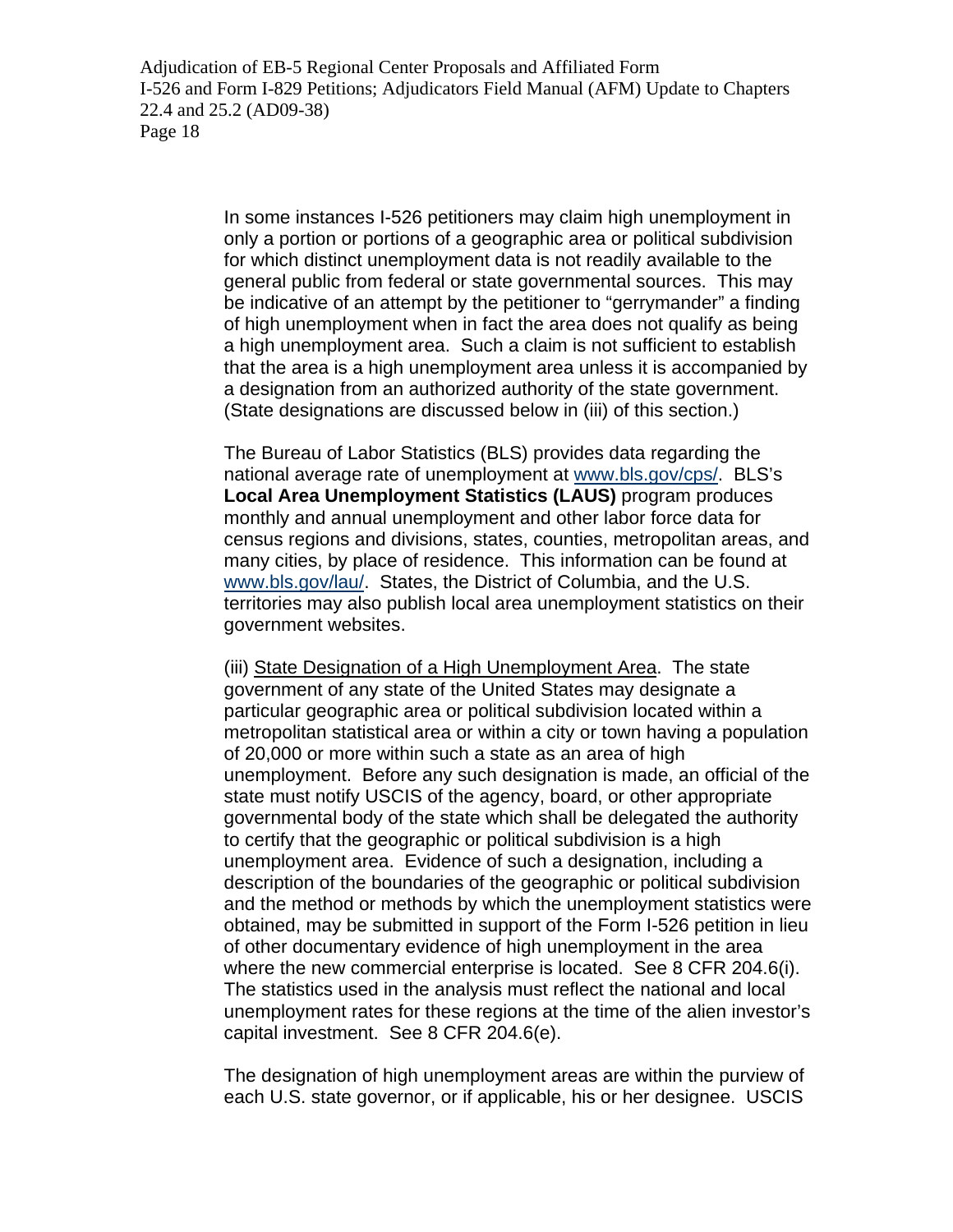In some instances I-526 petitioners may claim high unemployment in only a portion or portions of a geographic area or political subdivision for which distinct unemployment data is not readily available to the general public from federal or state governmental sources. This may be indicative of an attempt by the petitioner to "gerrymander" a finding of high unemployment when in fact the area does not qualify as being a high unemployment area. Such a claim is not sufficient to establish that the area is a high unemployment area unless it is accompanied by a designation from an authorized authority of the state government. (State designations are discussed below in (iii) of this section.)

The Bureau of Labor Statistics (BLS) provides data regarding the national average rate of unemployment at [www.bls.gov/cps/](www.bls.gov/cps/). BLS's **Local Area Unemployment Statistics (LAUS)** program produces monthly and annual unemployment and other labor force data for census regions and divisions, states, counties, metropolitan areas, and many cities, by place of residence. This information can be found at [www.bls.gov/lau/](www.bls.gov/lau/). States, the District of Columbia, and the U.S. territories may also publish local area unemployment statistics on their government websites.

(iii) State Designation of a High Unemployment Area. The state government of any state of the United States may designate a particular geographic area or political subdivision located within a metropolitan statistical area or within a city or town having a population of 20,000 or more within such a state as an area of high unemployment. Before any such designation is made, an official of the state must notify USCIS of the agency, board, or other appropriate governmental body of the state which shall be delegated the authority to certify that the geographic or political subdivision is a high unemployment area. Evidence of such a designation, including a description of the boundaries of the geographic or political subdivision and the method or methods by which the unemployment statistics were obtained, may be submitted in support of the Form I-526 petition in lieu of other documentary evidence of high unemployment in the area where the new commercial enterprise is located. See 8 CFR 204.6(i). The statistics used in the analysis must reflect the national and local unemployment rates for these regions at the time of the alien investor's capital investment. See 8 CFR 204.6(e).

The designation of high unemployment areas are within the purview of each U.S. state governor, or if applicable, his or her designee. USCIS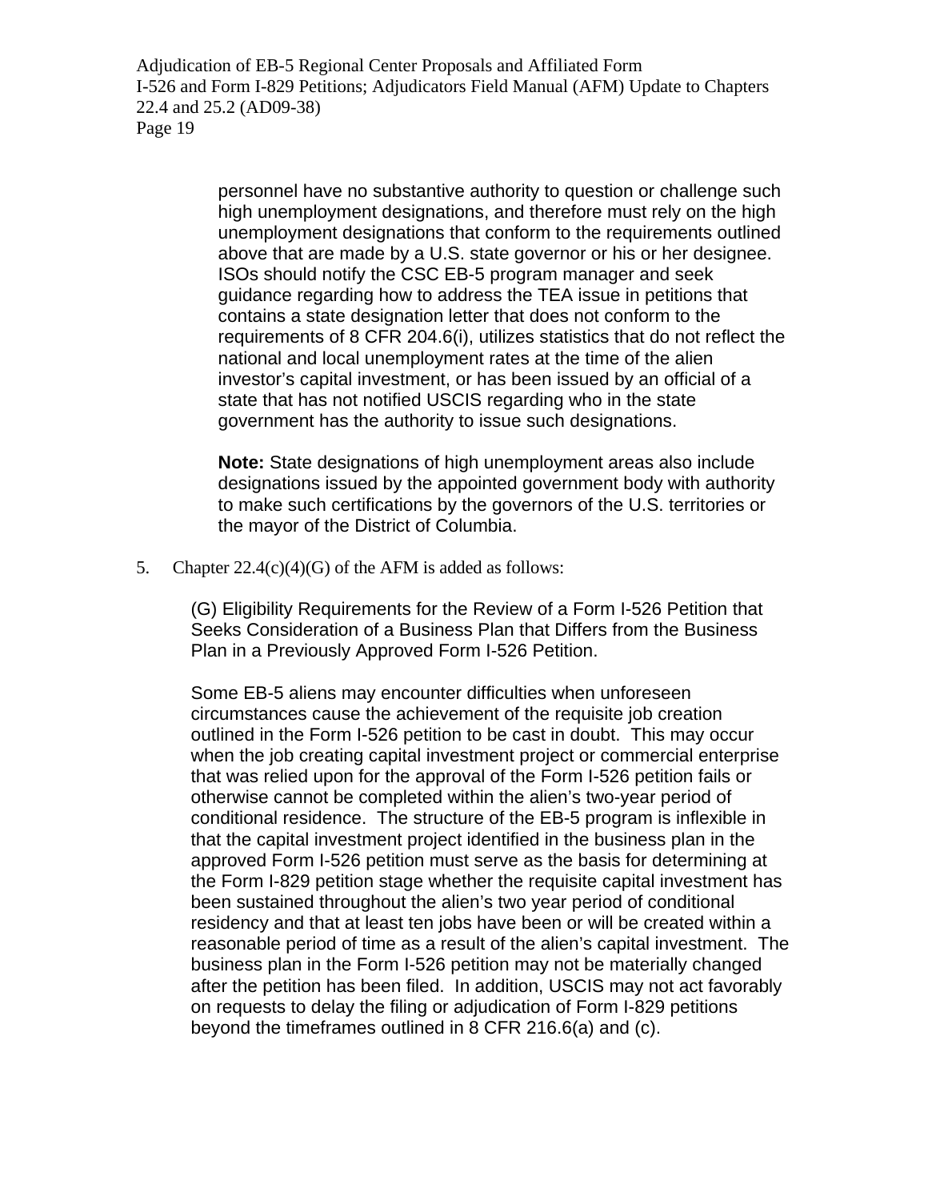personnel have no substantive authority to question or challenge such high unemployment designations, and therefore must rely on the high unemployment designations that conform to the requirements outlined above that are made by a U.S. state governor or his or her designee. ISOs should notify the CSC EB-5 program manager and seek guidance regarding how to address the TEA issue in petitions that contains a state designation letter that does not conform to the requirements of 8 CFR 204.6(i), utilizes statistics that do not reflect the national and local unemployment rates at the time of the alien investor's capital investment, or has been issued by an official of a state that has not notified USCIS regarding who in the state government has the authority to issue such designations.

**Note:** State designations of high unemployment areas also include designations issued by the appointed government body with authority to make such certifications by the governors of the U.S. territories or the mayor of the District of Columbia.

5. Chapter 22.4(c)(4)(G) of the AFM is added as follows:

(G) Eligibility Requirements for the Review of a Form I-526 Petition that Seeks Consideration of a Business Plan that Differs from the Business Plan in a Previously Approved Form I-526 Petition.

Some EB-5 aliens may encounter difficulties when unforeseen circumstances cause the achievement of the requisite job creation outlined in the Form I-526 petition to be cast in doubt. This may occur when the job creating capital investment project or commercial enterprise that was relied upon for the approval of the Form I-526 petition fails or otherwise cannot be completed within the alien's two-year period of conditional residence. The structure of the EB-5 program is inflexible in that the capital investment project identified in the business plan in the approved Form I-526 petition must serve as the basis for determining at the Form I-829 petition stage whether the requisite capital investment has been sustained throughout the alien's two year period of conditional residency and that at least ten jobs have been or will be created within a reasonable period of time as a result of the alien's capital investment. The business plan in the Form I-526 petition may not be materially changed after the petition has been filed. In addition, USCIS may not act favorably on requests to delay the filing or adjudication of Form I-829 petitions beyond the timeframes outlined in 8 CFR 216.6(a) and (c).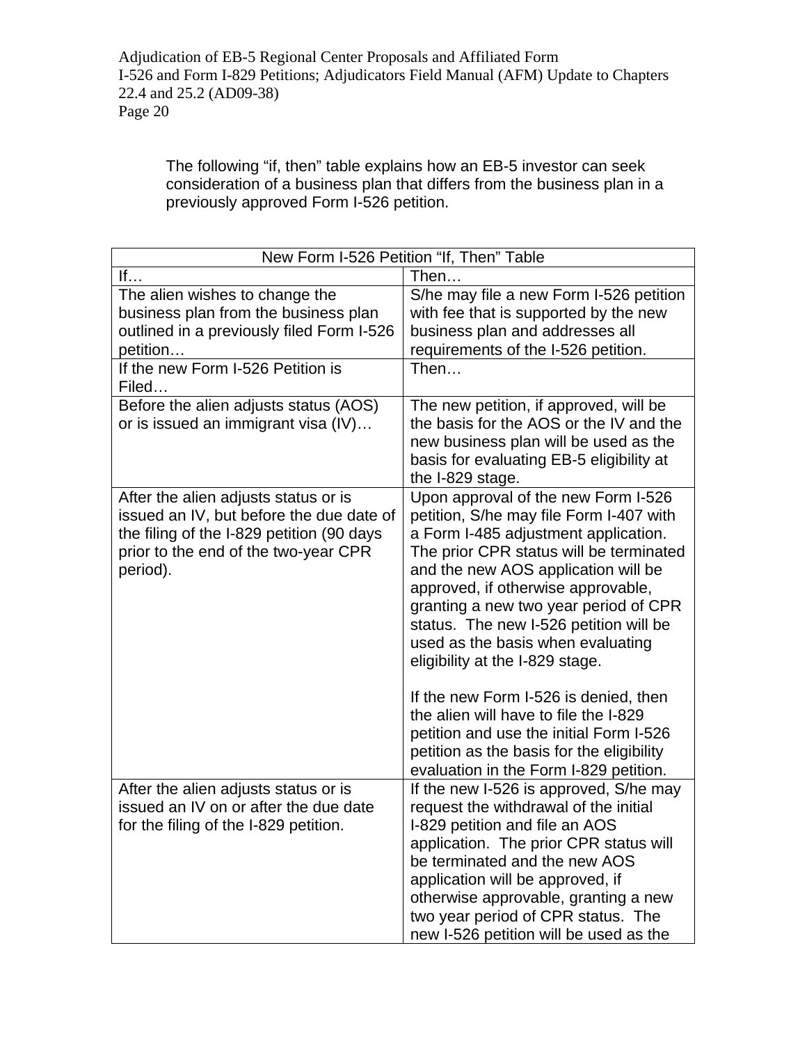The following “if, then” table explains how an EB-5 investor can seek consideration of a business plan that differs from the business plan in a previously approved Form I-526 petition.

| New Form I-526 Petition “If, Then” Table | |
|---|---|
| If… | Then… |
| The alien wishes to change the business plan from the business plan outlined in a previously filed Form I-526 petition… | S/he may file a new Form I-526 petition with fee that is supported by the new business plan and addresses all requirements of the I-526 petition. |
| If the new Form I-526 Petition is Filed… | Then… |
| Before the alien adjusts status (AOS) or is issued an immigrant visa (IV)… | The new petition, if approved, will be the basis for the AOS or the IV and the new business plan will be used as the basis for evaluating EB-5 eligibility at the I-829 stage. |
| After the alien adjusts status or is issued an IV, but before the due date of the filing of the I-829 petition (90 days prior to the end of the two-year CPR period). | Upon approval of the new Form I-526 petition, S/he may file Form I-407 with a Form I-485 adjustment application. The prior CPR status will be terminated and the new AOS application will be approved, if otherwise approvable, granting a new two year period of CPR status. The new I-526 petition will be used as the basis when evaluating eligibility at the I-829 stage.<br><br>If the new Form I-526 is denied, then the alien will have to file the I-829 petition and use the initial Form I-526 petition as the basis for the eligibility evaluation in the Form I-829 petition. |
| After the alien adjusts status or is issued an IV on or after the due date for the filing of the I-829 petition. | If the new I-526 is approved, S/he may request the withdrawal of the initial I-829 petition and file an AOS application. The prior CPR status will be terminated and the new AOS application will be approved, if otherwise approvable, granting a new two year period of CPR status. The new I-526 petition will be used as the |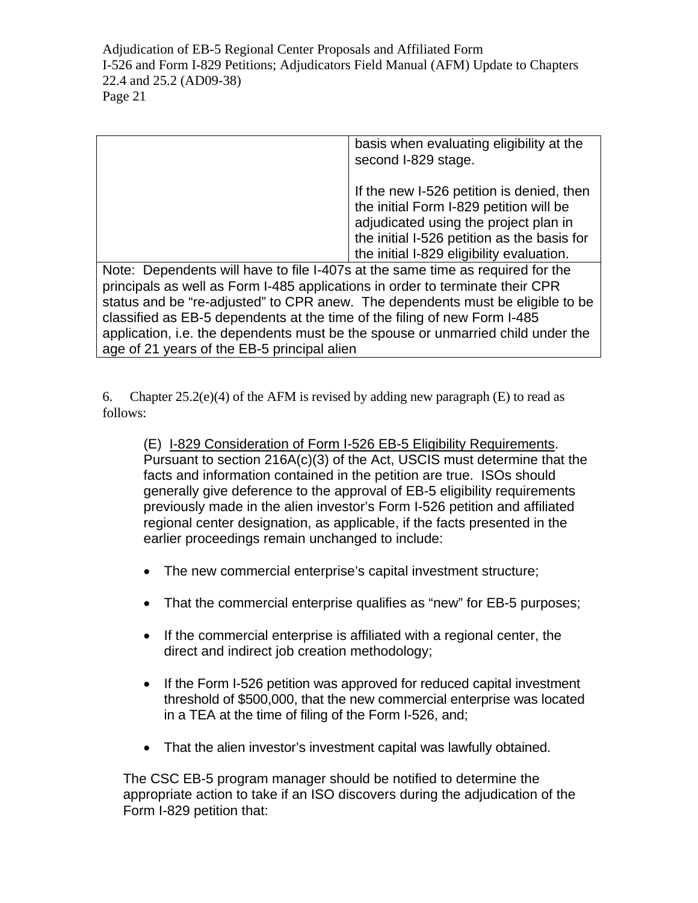| | basis when evaluating eligibility at the second I-829 stage.<br><br>If the new I-526 petition is denied, then the initial Form I-829 petition will be adjudicated using the project plan in the initial I-526 petition as the basis for the initial I-829 eligibility evaluation. |
|---|---|
| Note: Dependents will have to file I-407s at the same time as required for the principals as well as Form I-485 applications in order to terminate their CPR status and be “re-adjusted” to CPR anew. The dependents must be eligible to be classified as EB-5 dependents at the time of the filing of new Form I-485 application, i.e. the dependents must be the spouse or unmarried child under the age of 21 years of the EB-5 principal alien | |

6. Chapter 25.2(e)(4) of the AFM is revised by adding new paragraph (E) to read as follows:

> (E) I-829 Consideration of Form I-526 EB-5 Eligibility Requirements. Pursuant to section 216A(c)(3) of the Act, USCIS must determine that the facts and information contained in the petition are true. ISOs should generally give deference to the approval of EB-5 eligibility requirements previously made in the alien investor’s Form I-526 petition and affiliated regional center designation, as applicable, if the facts presented in the earlier proceedings remain unchanged to include:
>
> - The new commercial enterprise’s capital investment structure;
> - That the commercial enterprise qualifies as “new” for EB-5 purposes;
> - If the commercial enterprise is affiliated with a regional center, the direct and indirect job creation methodology;
> - If the Form I-526 petition was approved for reduced capital investment threshold of $500,000, that the new commercial enterprise was located in a TEA at the time of filing of the Form I-526, and;
> - That the alien investor’s investment capital was lawfully obtained.
>
> The CSC EB-5 program manager should be notified to determine the appropriate action to take if an ISO discovers during the adjudication of the Form I-829 petition that: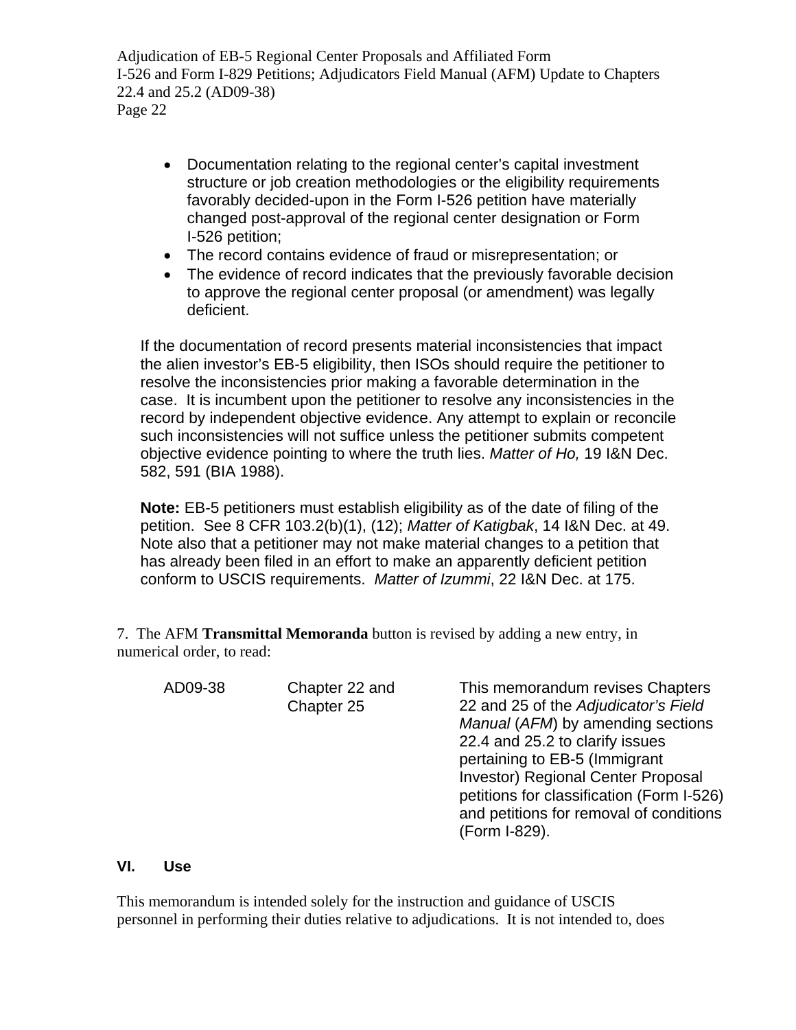- Documentation relating to the regional center's capital investment structure or job creation methodologies or the eligibility requirements favorably decided-upon in the Form I-526 petition have materially changed post-approval of the regional center designation or Form I-526 petition;
- The record contains evidence of fraud or misrepresentation; or
- The evidence of record indicates that the previously favorable decision to approve the regional center proposal (or amendment) was legally deficient.

If the documentation of record presents material inconsistencies that impact the alien investor's EB-5 eligibility, then ISOs should require the petitioner to resolve the inconsistencies prior making a favorable determination in the case. It is incumbent upon the petitioner to resolve any inconsistencies in the record by independent objective evidence. Any attempt to explain or reconcile such inconsistencies will not suffice unless the petitioner submits competent objective evidence pointing to where the truth lies. *Matter of Ho,* 19 I&N Dec. 582, 591 (BIA 1988).

**Note:** EB-5 petitioners must establish eligibility as of the date of filing of the petition. See 8 CFR 103.2(b)(1), (12); *Matter of Katigbak*, 14 I&N Dec. at 49. Note also that a petitioner may not make material changes to a petition that has already been filed in an effort to make an apparently deficient petition conform to USCIS requirements. *Matter of Izummi*, 22 I&N Dec. at 175.

7. The AFM **Transmittal Memoranda** button is revised by adding a new entry, in numerical order, to read:

| | | |
|---|---|---|
| AD09-38 | Chapter 22 and Chapter 25 | This memorandum revises Chapters 22 and 25 of the *Adjudicator's Field Manual* (*AFM*) by amending sections 22.4 and 25.2 to clarify issues pertaining to EB-5 (Immigrant Investor) Regional Center Proposal petitions for classification (Form I-526) and petitions for removal of conditions (Form I-829). |

## VI. Use

This memorandum is intended solely for the instruction and guidance of USCIS personnel in performing their duties relative to adjudications. It is not intended to, does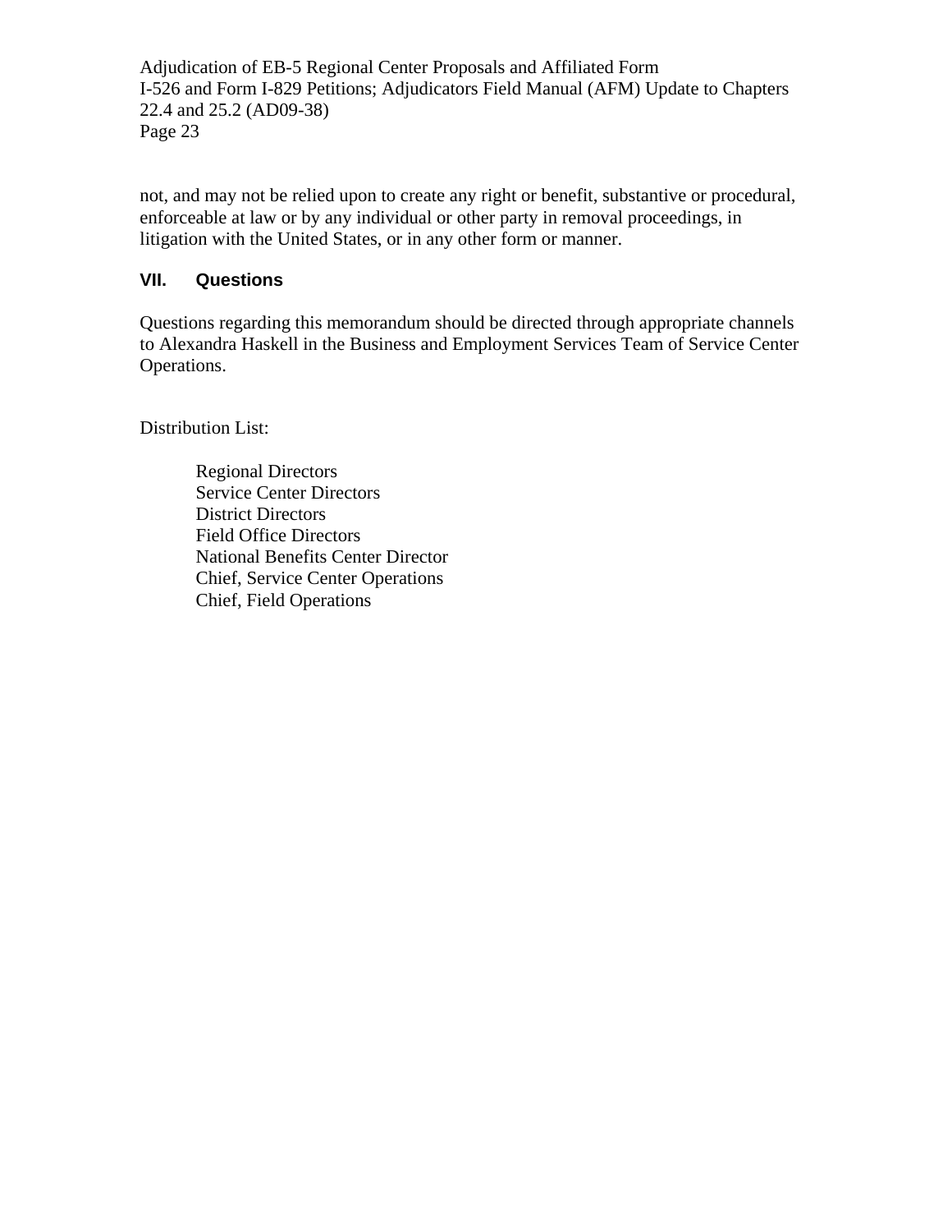not, and may not be relied upon to create any right or benefit, substantive or procedural, enforceable at law or by any individual or other party in removal proceedings, in litigation with the United States, or in any other form or manner.

## VII. Questions

Questions regarding this memorandum should be directed through appropriate channels to Alexandra Haskell in the Business and Employment Services Team of Service Center Operations.

Distribution List:

- Regional Directors
- Service Center Directors
- District Directors
- Field Office Directors
- National Benefits Center Director
- Chief, Service Center Operations
- Chief, Field Operations